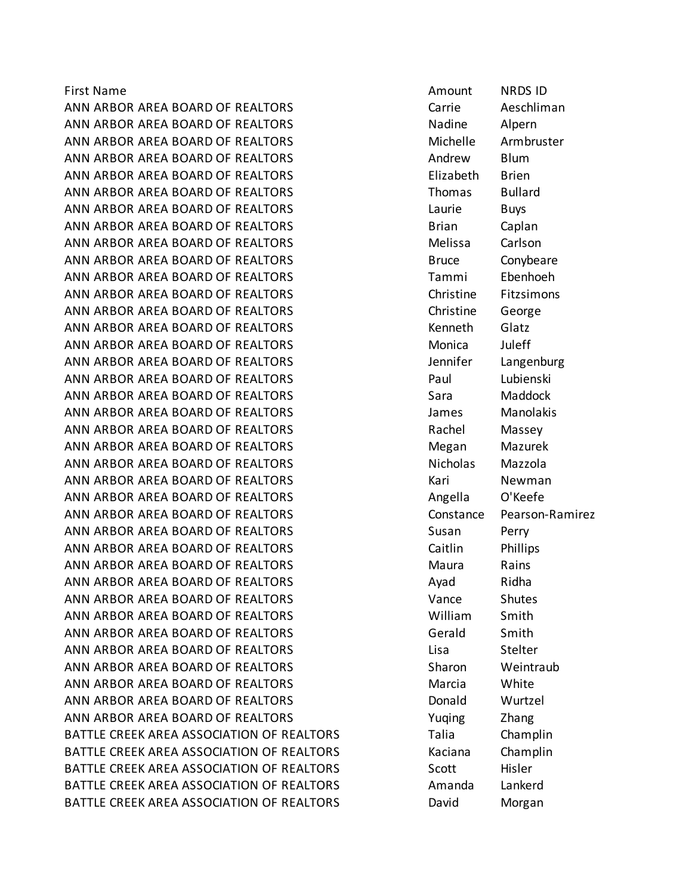| First Name | Amount | NRDS ID |
| --- | --- | --- |
| ANN ARBOR AREA BOARD OF REALTORS | Carrie | Aeschliman |
| ANN ARBOR AREA BOARD OF REALTORS | Nadine | Alpern |
| ANN ARBOR AREA BOARD OF REALTORS | Michelle | Armbruster |
| ANN ARBOR AREA BOARD OF REALTORS | Andrew | Blum |
| ANN ARBOR AREA BOARD OF REALTORS | Elizabeth | Brien |
| ANN ARBOR AREA BOARD OF REALTORS | Thomas | Bullard |
| ANN ARBOR AREA BOARD OF REALTORS | Laurie | Buys |
| ANN ARBOR AREA BOARD OF REALTORS | Brian | Caplan |
| ANN ARBOR AREA BOARD OF REALTORS | Melissa | Carlson |
| ANN ARBOR AREA BOARD OF REALTORS | Bruce | Conybeare |
| ANN ARBOR AREA BOARD OF REALTORS | Tammi | Ebenhoeh |
| ANN ARBOR AREA BOARD OF REALTORS | Christine | Fitzsimons |
| ANN ARBOR AREA BOARD OF REALTORS | Christine | George |
| ANN ARBOR AREA BOARD OF REALTORS | Kenneth | Glatz |
| ANN ARBOR AREA BOARD OF REALTORS | Monica | Juleff |
| ANN ARBOR AREA BOARD OF REALTORS | Jennifer | Langenburg |
| ANN ARBOR AREA BOARD OF REALTORS | Paul | Lubienski |
| ANN ARBOR AREA BOARD OF REALTORS | Sara | Maddock |
| ANN ARBOR AREA BOARD OF REALTORS | James | Manolakis |
| ANN ARBOR AREA BOARD OF REALTORS | Rachel | Massey |
| ANN ARBOR AREA BOARD OF REALTORS | Megan | Mazurek |
| ANN ARBOR AREA BOARD OF REALTORS | Nicholas | Mazzola |
| ANN ARBOR AREA BOARD OF REALTORS | Kari | Newman |
| ANN ARBOR AREA BOARD OF REALTORS | Angella | O'Keefe |
| ANN ARBOR AREA BOARD OF REALTORS | Constance | Pearson-Ramirez |
| ANN ARBOR AREA BOARD OF REALTORS | Susan | Perry |
| ANN ARBOR AREA BOARD OF REALTORS | Caitlin | Phillips |
| ANN ARBOR AREA BOARD OF REALTORS | Maura | Rains |
| ANN ARBOR AREA BOARD OF REALTORS | Ayad | Ridha |
| ANN ARBOR AREA BOARD OF REALTORS | Vance | Shutes |
| ANN ARBOR AREA BOARD OF REALTORS | William | Smith |
| ANN ARBOR AREA BOARD OF REALTORS | Gerald | Smith |
| ANN ARBOR AREA BOARD OF REALTORS | Lisa | Stelter |
| ANN ARBOR AREA BOARD OF REALTORS | Sharon | Weintraub |
| ANN ARBOR AREA BOARD OF REALTORS | Marcia | White |
| ANN ARBOR AREA BOARD OF REALTORS | Donald | Wurtzel |
| ANN ARBOR AREA BOARD OF REALTORS | Yuqing | Zhang |
| BATTLE CREEK AREA ASSOCIATION OF REALTORS | Talia | Champlin |
| BATTLE CREEK AREA ASSOCIATION OF REALTORS | Kaciana | Champlin |
| BATTLE CREEK AREA ASSOCIATION OF REALTORS | Scott | Hisler |
| BATTLE CREEK AREA ASSOCIATION OF REALTORS | Amanda | Lankerd |
| BATTLE CREEK AREA ASSOCIATION OF REALTORS | David | Morgan |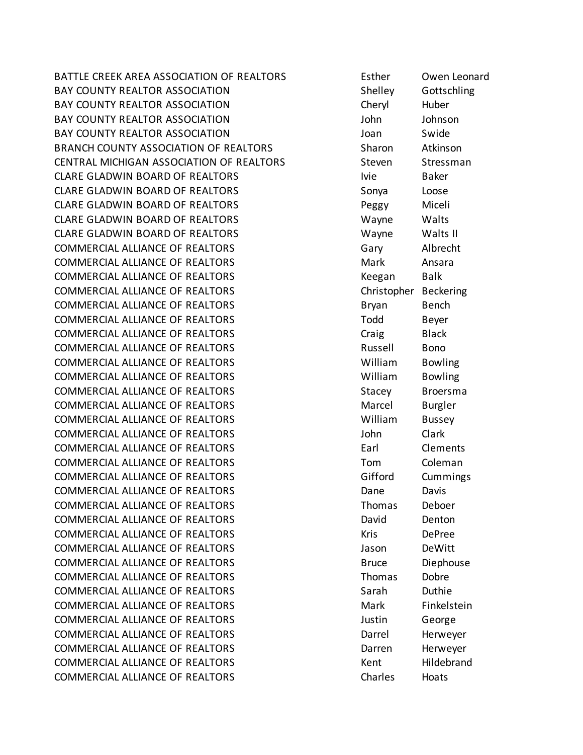| | | |
|---|---|---|
| BATTLE CREEK AREA ASSOCIATION OF REALTORS | Esther | Owen Leonard |
| BAY COUNTY REALTOR ASSOCIATION | Shelley | Gottschling |
| BAY COUNTY REALTOR ASSOCIATION | Cheryl | Huber |
| BAY COUNTY REALTOR ASSOCIATION | John | Johnson |
| BAY COUNTY REALTOR ASSOCIATION | Joan | Swide |
| BRANCH COUNTY ASSOCIATION OF REALTORS | Sharon | Atkinson |
| CENTRAL MICHIGAN ASSOCIATION OF REALTORS | Steven | Stressman |
| CLARE GLADWIN BOARD OF REALTORS | Ivie | Baker |
| CLARE GLADWIN BOARD OF REALTORS | Sonya | Loose |
| CLARE GLADWIN BOARD OF REALTORS | Peggy | Miceli |
| CLARE GLADWIN BOARD OF REALTORS | Wayne | Walts |
| CLARE GLADWIN BOARD OF REALTORS | Wayne | Walts II |
| COMMERCIAL ALLIANCE OF REALTORS | Gary | Albrecht |
| COMMERCIAL ALLIANCE OF REALTORS | Mark | Ansara |
| COMMERCIAL ALLIANCE OF REALTORS | Keegan | Balk |
| COMMERCIAL ALLIANCE OF REALTORS | Christopher | Beckering |
| COMMERCIAL ALLIANCE OF REALTORS | Bryan | Bench |
| COMMERCIAL ALLIANCE OF REALTORS | Todd | Beyer |
| COMMERCIAL ALLIANCE OF REALTORS | Craig | Black |
| COMMERCIAL ALLIANCE OF REALTORS | Russell | Bono |
| COMMERCIAL ALLIANCE OF REALTORS | William | Bowling |
| COMMERCIAL ALLIANCE OF REALTORS | William | Bowling |
| COMMERCIAL ALLIANCE OF REALTORS | Stacey | Broersma |
| COMMERCIAL ALLIANCE OF REALTORS | Marcel | Burgler |
| COMMERCIAL ALLIANCE OF REALTORS | William | Bussey |
| COMMERCIAL ALLIANCE OF REALTORS | John | Clark |
| COMMERCIAL ALLIANCE OF REALTORS | Earl | Clements |
| COMMERCIAL ALLIANCE OF REALTORS | Tom | Coleman |
| COMMERCIAL ALLIANCE OF REALTORS | Gifford | Cummings |
| COMMERCIAL ALLIANCE OF REALTORS | Dane | Davis |
| COMMERCIAL ALLIANCE OF REALTORS | Thomas | Deboer |
| COMMERCIAL ALLIANCE OF REALTORS | David | Denton |
| COMMERCIAL ALLIANCE OF REALTORS | Kris | DePree |
| COMMERCIAL ALLIANCE OF REALTORS | Jason | DeWitt |
| COMMERCIAL ALLIANCE OF REALTORS | Bruce | Diephouse |
| COMMERCIAL ALLIANCE OF REALTORS | Thomas | Dobre |
| COMMERCIAL ALLIANCE OF REALTORS | Sarah | Duthie |
| COMMERCIAL ALLIANCE OF REALTORS | Mark | Finkelstein |
| COMMERCIAL ALLIANCE OF REALTORS | Justin | George |
| COMMERCIAL ALLIANCE OF REALTORS | Darrel | Herweyer |
| COMMERCIAL ALLIANCE OF REALTORS | Darren | Herweyer |
| COMMERCIAL ALLIANCE OF REALTORS | Kent | Hildebrand |
| COMMERCIAL ALLIANCE OF REALTORS | Charles | Hoats |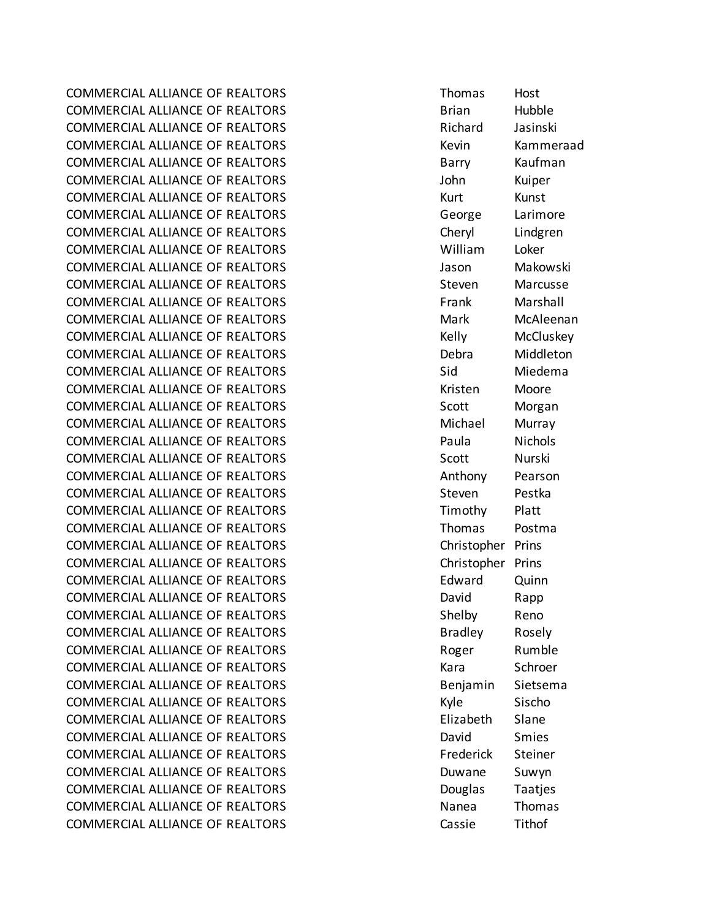| | | |
|---|---|---|
| COMMERCIAL ALLIANCE OF REALTORS | Thomas | Host |
| COMMERCIAL ALLIANCE OF REALTORS | Brian | Hubble |
| COMMERCIAL ALLIANCE OF REALTORS | Richard | Jasinski |
| COMMERCIAL ALLIANCE OF REALTORS | Kevin | Kammeraad |
| COMMERCIAL ALLIANCE OF REALTORS | Barry | Kaufman |
| COMMERCIAL ALLIANCE OF REALTORS | John | Kuiper |
| COMMERCIAL ALLIANCE OF REALTORS | Kurt | Kunst |
| COMMERCIAL ALLIANCE OF REALTORS | George | Larimore |
| COMMERCIAL ALLIANCE OF REALTORS | Cheryl | Lindgren |
| COMMERCIAL ALLIANCE OF REALTORS | William | Loker |
| COMMERCIAL ALLIANCE OF REALTORS | Jason | Makowski |
| COMMERCIAL ALLIANCE OF REALTORS | Steven | Marcusse |
| COMMERCIAL ALLIANCE OF REALTORS | Frank | Marshall |
| COMMERCIAL ALLIANCE OF REALTORS | Mark | McAleenan |
| COMMERCIAL ALLIANCE OF REALTORS | Kelly | McCluskey |
| COMMERCIAL ALLIANCE OF REALTORS | Debra | Middleton |
| COMMERCIAL ALLIANCE OF REALTORS | Sid | Miedema |
| COMMERCIAL ALLIANCE OF REALTORS | Kristen | Moore |
| COMMERCIAL ALLIANCE OF REALTORS | Scott | Morgan |
| COMMERCIAL ALLIANCE OF REALTORS | Michael | Murray |
| COMMERCIAL ALLIANCE OF REALTORS | Paula | Nichols |
| COMMERCIAL ALLIANCE OF REALTORS | Scott | Nurski |
| COMMERCIAL ALLIANCE OF REALTORS | Anthony | Pearson |
| COMMERCIAL ALLIANCE OF REALTORS | Steven | Pestka |
| COMMERCIAL ALLIANCE OF REALTORS | Timothy | Platt |
| COMMERCIAL ALLIANCE OF REALTORS | Thomas | Postma |
| COMMERCIAL ALLIANCE OF REALTORS | Christopher | Prins |
| COMMERCIAL ALLIANCE OF REALTORS | Christopher | Prins |
| COMMERCIAL ALLIANCE OF REALTORS | Edward | Quinn |
| COMMERCIAL ALLIANCE OF REALTORS | David | Rapp |
| COMMERCIAL ALLIANCE OF REALTORS | Shelby | Reno |
| COMMERCIAL ALLIANCE OF REALTORS | Bradley | Rosely |
| COMMERCIAL ALLIANCE OF REALTORS | Roger | Rumble |
| COMMERCIAL ALLIANCE OF REALTORS | Kara | Schroer |
| COMMERCIAL ALLIANCE OF REALTORS | Benjamin | Sietsema |
| COMMERCIAL ALLIANCE OF REALTORS | Kyle | Sischo |
| COMMERCIAL ALLIANCE OF REALTORS | Elizabeth | Slane |
| COMMERCIAL ALLIANCE OF REALTORS | David | Smies |
| COMMERCIAL ALLIANCE OF REALTORS | Frederick | Steiner |
| COMMERCIAL ALLIANCE OF REALTORS | Duwane | Suwyn |
| COMMERCIAL ALLIANCE OF REALTORS | Douglas | Taatjes |
| COMMERCIAL ALLIANCE OF REALTORS | Nanea | Thomas |
| COMMERCIAL ALLIANCE OF REALTORS | Cassie | Tithof |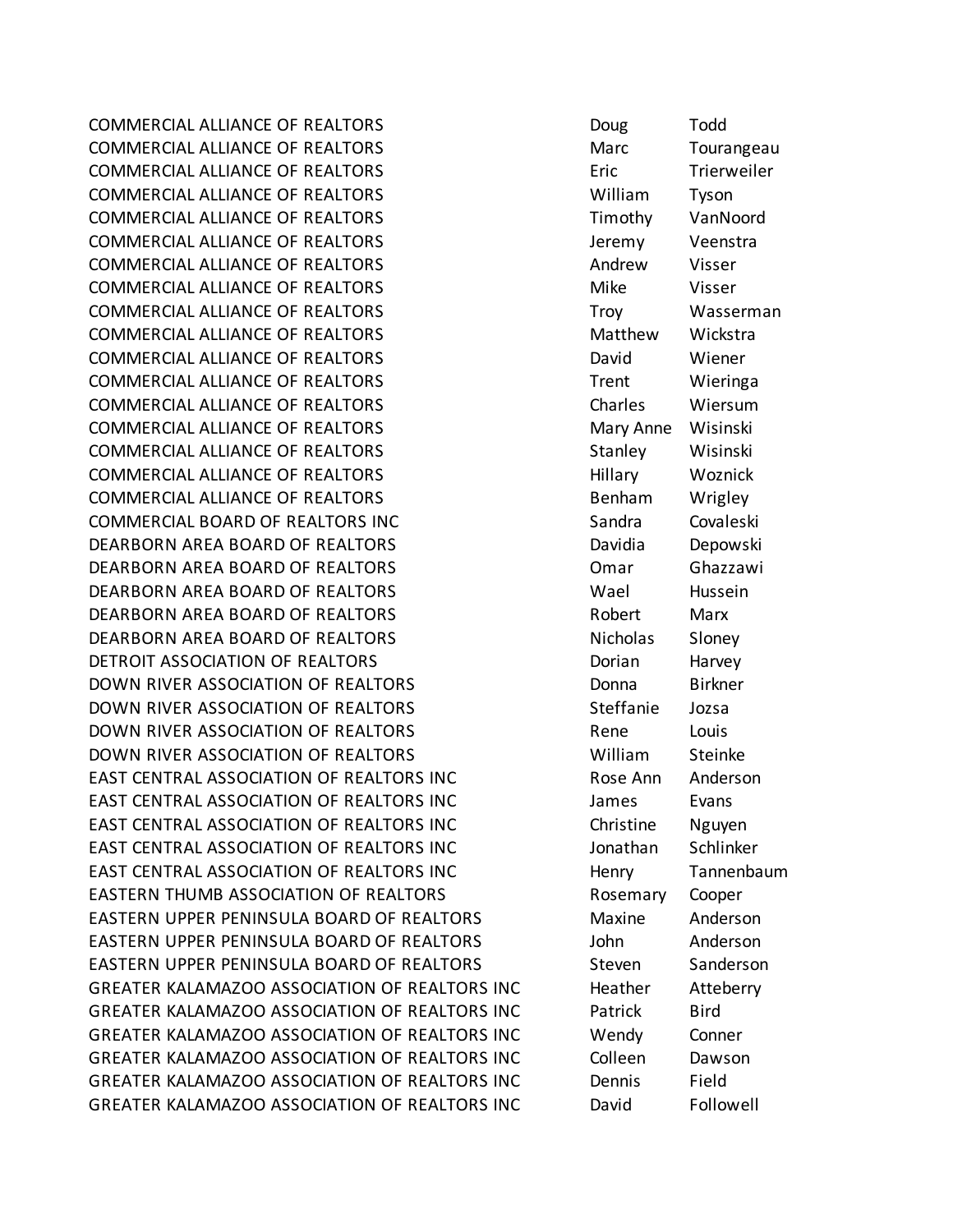| | | |
|---|---|---|
| COMMERCIAL ALLIANCE OF REALTORS | Doug | Todd |
| COMMERCIAL ALLIANCE OF REALTORS | Marc | Tourangeau |
| COMMERCIAL ALLIANCE OF REALTORS | Eric | Trierweiler |
| COMMERCIAL ALLIANCE OF REALTORS | William | Tyson |
| COMMERCIAL ALLIANCE OF REALTORS | Timothy | VanNoord |
| COMMERCIAL ALLIANCE OF REALTORS | Jeremy | Veenstra |
| COMMERCIAL ALLIANCE OF REALTORS | Andrew | Visser |
| COMMERCIAL ALLIANCE OF REALTORS | Mike | Visser |
| COMMERCIAL ALLIANCE OF REALTORS | Troy | Wasserman |
| COMMERCIAL ALLIANCE OF REALTORS | Matthew | Wickstra |
| COMMERCIAL ALLIANCE OF REALTORS | David | Wiener |
| COMMERCIAL ALLIANCE OF REALTORS | Trent | Wieringa |
| COMMERCIAL ALLIANCE OF REALTORS | Charles | Wiersum |
| COMMERCIAL ALLIANCE OF REALTORS | Mary Anne | Wisinski |
| COMMERCIAL ALLIANCE OF REALTORS | Stanley | Wisinski |
| COMMERCIAL ALLIANCE OF REALTORS | Hillary | Woznick |
| COMMERCIAL ALLIANCE OF REALTORS | Benham | Wrigley |
| COMMERCIAL BOARD OF REALTORS INC | Sandra | Covaleski |
| DEARBORN AREA BOARD OF REALTORS | Davidia | Depowski |
| DEARBORN AREA BOARD OF REALTORS | Omar | Ghazzawi |
| DEARBORN AREA BOARD OF REALTORS | Wael | Hussein |
| DEARBORN AREA BOARD OF REALTORS | Robert | Marx |
| DEARBORN AREA BOARD OF REALTORS | Nicholas | Sloney |
| DETROIT ASSOCIATION OF REALTORS | Dorian | Harvey |
| DOWN RIVER ASSOCIATION OF REALTORS | Donna | Birkner |
| DOWN RIVER ASSOCIATION OF REALTORS | Steffanie | Jozsa |
| DOWN RIVER ASSOCIATION OF REALTORS | Rene | Louis |
| DOWN RIVER ASSOCIATION OF REALTORS | William | Steinke |
| EAST CENTRAL ASSOCIATION OF REALTORS INC | Rose Ann | Anderson |
| EAST CENTRAL ASSOCIATION OF REALTORS INC | James | Evans |
| EAST CENTRAL ASSOCIATION OF REALTORS INC | Christine | Nguyen |
| EAST CENTRAL ASSOCIATION OF REALTORS INC | Jonathan | Schlinker |
| EAST CENTRAL ASSOCIATION OF REALTORS INC | Henry | Tannenbaum |
| EASTERN THUMB ASSOCIATION OF REALTORS | Rosemary | Cooper |
| EASTERN UPPER PENINSULA BOARD OF REALTORS | Maxine | Anderson |
| EASTERN UPPER PENINSULA BOARD OF REALTORS | John | Anderson |
| EASTERN UPPER PENINSULA BOARD OF REALTORS | Steven | Sanderson |
| GREATER KALAMAZOO ASSOCIATION OF REALTORS INC | Heather | Atteberry |
| GREATER KALAMAZOO ASSOCIATION OF REALTORS INC | Patrick | Bird |
| GREATER KALAMAZOO ASSOCIATION OF REALTORS INC | Wendy | Conner |
| GREATER KALAMAZOO ASSOCIATION OF REALTORS INC | Colleen | Dawson |
| GREATER KALAMAZOO ASSOCIATION OF REALTORS INC | Dennis | Field |
| GREATER KALAMAZOO ASSOCIATION OF REALTORS INC | David | Followell |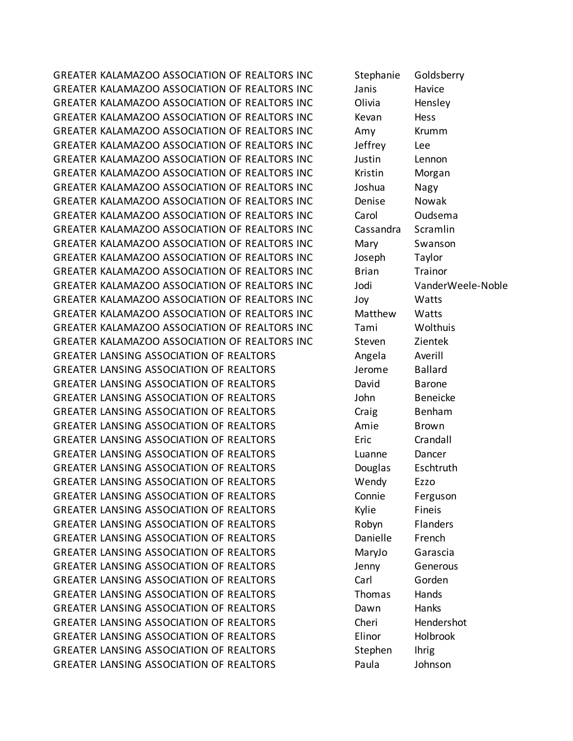| | | |
|---|---|---|
| GREATER KALAMAZOO ASSOCIATION OF REALTORS INC | Stephanie | Goldsberry |
| GREATER KALAMAZOO ASSOCIATION OF REALTORS INC | Janis | Havice |
| GREATER KALAMAZOO ASSOCIATION OF REALTORS INC | Olivia | Hensley |
| GREATER KALAMAZOO ASSOCIATION OF REALTORS INC | Kevan | Hess |
| GREATER KALAMAZOO ASSOCIATION OF REALTORS INC | Amy | Krumm |
| GREATER KALAMAZOO ASSOCIATION OF REALTORS INC | Jeffrey | Lee |
| GREATER KALAMAZOO ASSOCIATION OF REALTORS INC | Justin | Lennon |
| GREATER KALAMAZOO ASSOCIATION OF REALTORS INC | Kristin | Morgan |
| GREATER KALAMAZOO ASSOCIATION OF REALTORS INC | Joshua | Nagy |
| GREATER KALAMAZOO ASSOCIATION OF REALTORS INC | Denise | Nowak |
| GREATER KALAMAZOO ASSOCIATION OF REALTORS INC | Carol | Oudsema |
| GREATER KALAMAZOO ASSOCIATION OF REALTORS INC | Cassandra | Scramlin |
| GREATER KALAMAZOO ASSOCIATION OF REALTORS INC | Mary | Swanson |
| GREATER KALAMAZOO ASSOCIATION OF REALTORS INC | Joseph | Taylor |
| GREATER KALAMAZOO ASSOCIATION OF REALTORS INC | Brian | Trainor |
| GREATER KALAMAZOO ASSOCIATION OF REALTORS INC | Jodi | VanderWeele-Noble |
| GREATER KALAMAZOO ASSOCIATION OF REALTORS INC | Joy | Watts |
| GREATER KALAMAZOO ASSOCIATION OF REALTORS INC | Matthew | Watts |
| GREATER KALAMAZOO ASSOCIATION OF REALTORS INC | Tami | Wolthuis |
| GREATER KALAMAZOO ASSOCIATION OF REALTORS INC | Steven | Zientek |
| GREATER LANSING ASSOCIATION OF REALTORS | Angela | Averill |
| GREATER LANSING ASSOCIATION OF REALTORS | Jerome | Ballard |
| GREATER LANSING ASSOCIATION OF REALTORS | David | Barone |
| GREATER LANSING ASSOCIATION OF REALTORS | John | Beneicke |
| GREATER LANSING ASSOCIATION OF REALTORS | Craig | Benham |
| GREATER LANSING ASSOCIATION OF REALTORS | Amie | Brown |
| GREATER LANSING ASSOCIATION OF REALTORS | Eric | Crandall |
| GREATER LANSING ASSOCIATION OF REALTORS | Luanne | Dancer |
| GREATER LANSING ASSOCIATION OF REALTORS | Douglas | Eschtruth |
| GREATER LANSING ASSOCIATION OF REALTORS | Wendy | Ezzo |
| GREATER LANSING ASSOCIATION OF REALTORS | Connie | Ferguson |
| GREATER LANSING ASSOCIATION OF REALTORS | Kylie | Fineis |
| GREATER LANSING ASSOCIATION OF REALTORS | Robyn | Flanders |
| GREATER LANSING ASSOCIATION OF REALTORS | Danielle | French |
| GREATER LANSING ASSOCIATION OF REALTORS | MaryJo | Garascia |
| GREATER LANSING ASSOCIATION OF REALTORS | Jenny | Generous |
| GREATER LANSING ASSOCIATION OF REALTORS | Carl | Gorden |
| GREATER LANSING ASSOCIATION OF REALTORS | Thomas | Hands |
| GREATER LANSING ASSOCIATION OF REALTORS | Dawn | Hanks |
| GREATER LANSING ASSOCIATION OF REALTORS | Cheri | Hendershot |
| GREATER LANSING ASSOCIATION OF REALTORS | Elinor | Holbrook |
| GREATER LANSING ASSOCIATION OF REALTORS | Stephen | Ihrig |
| GREATER LANSING ASSOCIATION OF REALTORS | Paula | Johnson |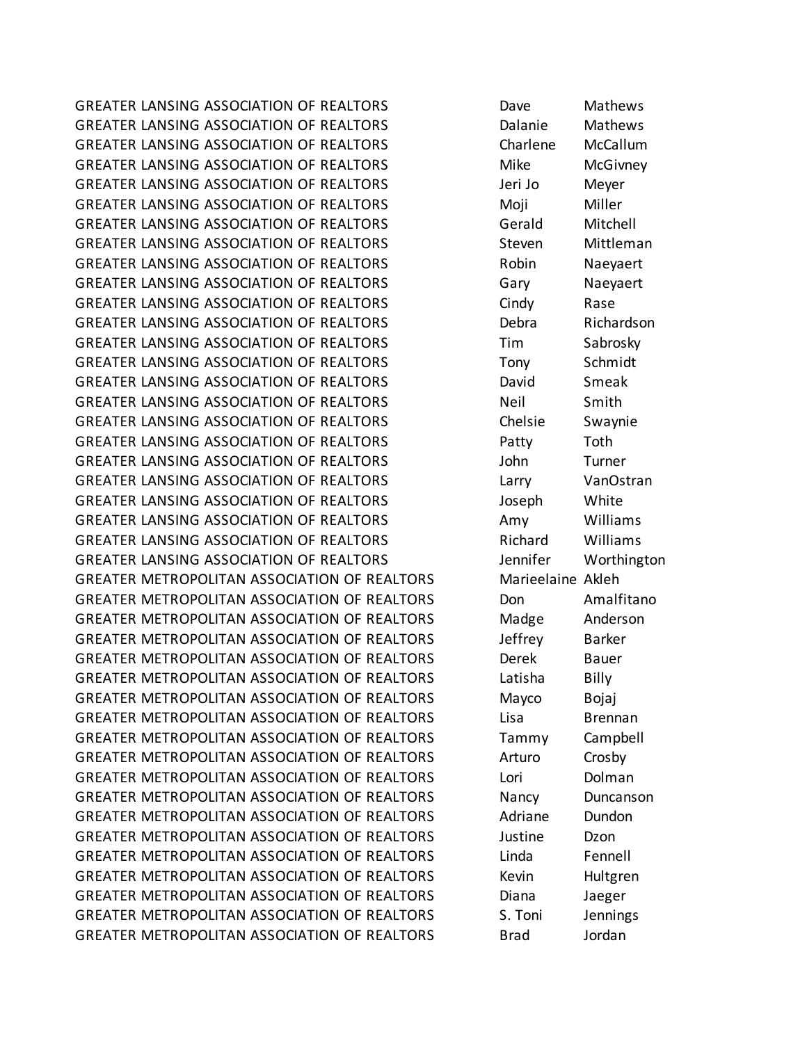| | | |
|---|---|---|
| GREATER LANSING ASSOCIATION OF REALTORS | Dave | Mathews |
| GREATER LANSING ASSOCIATION OF REALTORS | Dalanie | Mathews |
| GREATER LANSING ASSOCIATION OF REALTORS | Charlene | McCallum |
| GREATER LANSING ASSOCIATION OF REALTORS | Mike | McGivney |
| GREATER LANSING ASSOCIATION OF REALTORS | Jeri Jo | Meyer |
| GREATER LANSING ASSOCIATION OF REALTORS | Moji | Miller |
| GREATER LANSING ASSOCIATION OF REALTORS | Gerald | Mitchell |
| GREATER LANSING ASSOCIATION OF REALTORS | Steven | Mittleman |
| GREATER LANSING ASSOCIATION OF REALTORS | Robin | Naeyaert |
| GREATER LANSING ASSOCIATION OF REALTORS | Gary | Naeyaert |
| GREATER LANSING ASSOCIATION OF REALTORS | Cindy | Rase |
| GREATER LANSING ASSOCIATION OF REALTORS | Debra | Richardson |
| GREATER LANSING ASSOCIATION OF REALTORS | Tim | Sabrosky |
| GREATER LANSING ASSOCIATION OF REALTORS | Tony | Schmidt |
| GREATER LANSING ASSOCIATION OF REALTORS | David | Smeak |
| GREATER LANSING ASSOCIATION OF REALTORS | Neil | Smith |
| GREATER LANSING ASSOCIATION OF REALTORS | Chelsie | Swaynie |
| GREATER LANSING ASSOCIATION OF REALTORS | Patty | Toth |
| GREATER LANSING ASSOCIATION OF REALTORS | John | Turner |
| GREATER LANSING ASSOCIATION OF REALTORS | Larry | VanOstran |
| GREATER LANSING ASSOCIATION OF REALTORS | Joseph | White |
| GREATER LANSING ASSOCIATION OF REALTORS | Amy | Williams |
| GREATER LANSING ASSOCIATION OF REALTORS | Richard | Williams |
| GREATER LANSING ASSOCIATION OF REALTORS | Jennifer | Worthington |
| GREATER METROPOLITAN ASSOCIATION OF REALTORS | Marieelaine | Akleh |
| GREATER METROPOLITAN ASSOCIATION OF REALTORS | Don | Amalfitano |
| GREATER METROPOLITAN ASSOCIATION OF REALTORS | Madge | Anderson |
| GREATER METROPOLITAN ASSOCIATION OF REALTORS | Jeffrey | Barker |
| GREATER METROPOLITAN ASSOCIATION OF REALTORS | Derek | Bauer |
| GREATER METROPOLITAN ASSOCIATION OF REALTORS | Latisha | Billy |
| GREATER METROPOLITAN ASSOCIATION OF REALTORS | Mayco | Bojaj |
| GREATER METROPOLITAN ASSOCIATION OF REALTORS | Lisa | Brennan |
| GREATER METROPOLITAN ASSOCIATION OF REALTORS | Tammy | Campbell |
| GREATER METROPOLITAN ASSOCIATION OF REALTORS | Arturo | Crosby |
| GREATER METROPOLITAN ASSOCIATION OF REALTORS | Lori | Dolman |
| GREATER METROPOLITAN ASSOCIATION OF REALTORS | Nancy | Duncanson |
| GREATER METROPOLITAN ASSOCIATION OF REALTORS | Adriane | Dundon |
| GREATER METROPOLITAN ASSOCIATION OF REALTORS | Justine | Dzon |
| GREATER METROPOLITAN ASSOCIATION OF REALTORS | Linda | Fennell |
| GREATER METROPOLITAN ASSOCIATION OF REALTORS | Kevin | Hultgren |
| GREATER METROPOLITAN ASSOCIATION OF REALTORS | Diana | Jaeger |
| GREATER METROPOLITAN ASSOCIATION OF REALTORS | S. Toni | Jennings |
| GREATER METROPOLITAN ASSOCIATION OF REALTORS | Brad | Jordan |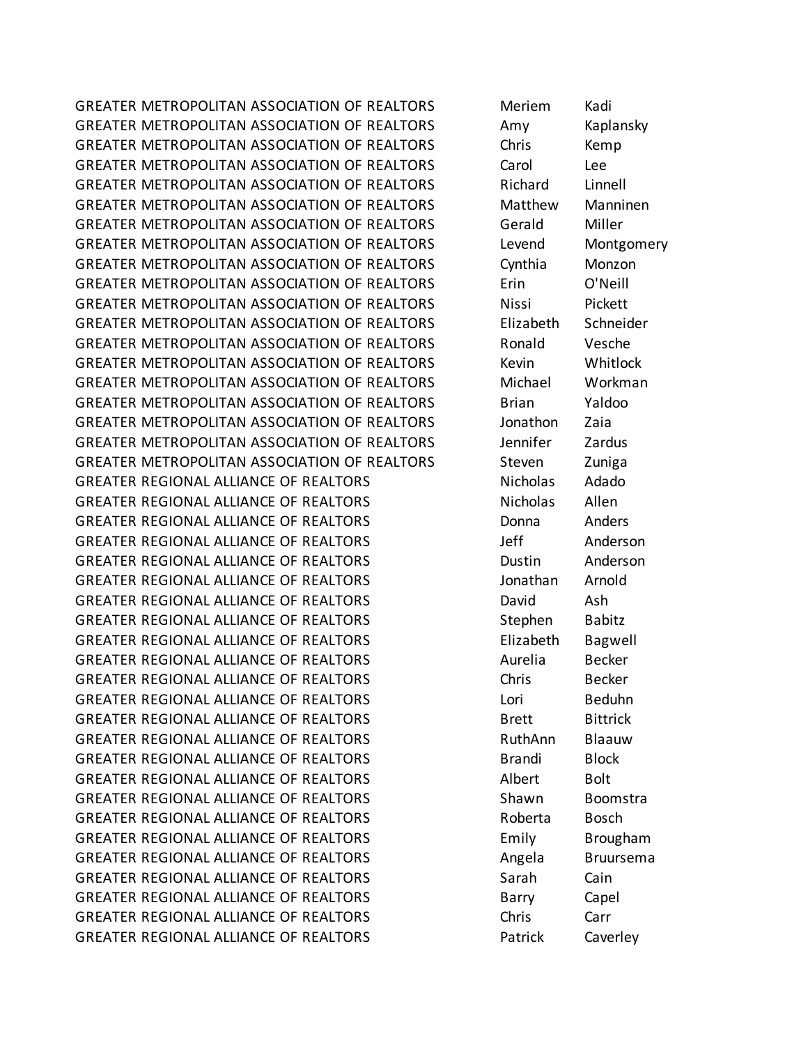| | | |
|---|---|---|
| GREATER METROPOLITAN ASSOCIATION OF REALTORS | Meriem | Kadi |
| GREATER METROPOLITAN ASSOCIATION OF REALTORS | Amy | Kaplansky |
| GREATER METROPOLITAN ASSOCIATION OF REALTORS | Chris | Kemp |
| GREATER METROPOLITAN ASSOCIATION OF REALTORS | Carol | Lee |
| GREATER METROPOLITAN ASSOCIATION OF REALTORS | Richard | Linnell |
| GREATER METROPOLITAN ASSOCIATION OF REALTORS | Matthew | Manninen |
| GREATER METROPOLITAN ASSOCIATION OF REALTORS | Gerald | Miller |
| GREATER METROPOLITAN ASSOCIATION OF REALTORS | Levend | Montgomery |
| GREATER METROPOLITAN ASSOCIATION OF REALTORS | Cynthia | Monzon |
| GREATER METROPOLITAN ASSOCIATION OF REALTORS | Erin | O'Neill |
| GREATER METROPOLITAN ASSOCIATION OF REALTORS | Nissi | Pickett |
| GREATER METROPOLITAN ASSOCIATION OF REALTORS | Elizabeth | Schneider |
| GREATER METROPOLITAN ASSOCIATION OF REALTORS | Ronald | Vesche |
| GREATER METROPOLITAN ASSOCIATION OF REALTORS | Kevin | Whitlock |
| GREATER METROPOLITAN ASSOCIATION OF REALTORS | Michael | Workman |
| GREATER METROPOLITAN ASSOCIATION OF REALTORS | Brian | Yaldoo |
| GREATER METROPOLITAN ASSOCIATION OF REALTORS | Jonathon | Zaia |
| GREATER METROPOLITAN ASSOCIATION OF REALTORS | Jennifer | Zardus |
| GREATER METROPOLITAN ASSOCIATION OF REALTORS | Steven | Zuniga |
| GREATER REGIONAL ALLIANCE OF REALTORS | Nicholas | Adado |
| GREATER REGIONAL ALLIANCE OF REALTORS | Nicholas | Allen |
| GREATER REGIONAL ALLIANCE OF REALTORS | Donna | Anders |
| GREATER REGIONAL ALLIANCE OF REALTORS | Jeff | Anderson |
| GREATER REGIONAL ALLIANCE OF REALTORS | Dustin | Anderson |
| GREATER REGIONAL ALLIANCE OF REALTORS | Jonathan | Arnold |
| GREATER REGIONAL ALLIANCE OF REALTORS | David | Ash |
| GREATER REGIONAL ALLIANCE OF REALTORS | Stephen | Babitz |
| GREATER REGIONAL ALLIANCE OF REALTORS | Elizabeth | Bagwell |
| GREATER REGIONAL ALLIANCE OF REALTORS | Aurelia | Becker |
| GREATER REGIONAL ALLIANCE OF REALTORS | Chris | Becker |
| GREATER REGIONAL ALLIANCE OF REALTORS | Lori | Beduhn |
| GREATER REGIONAL ALLIANCE OF REALTORS | Brett | Bittrick |
| GREATER REGIONAL ALLIANCE OF REALTORS | RuthAnn | Blaauw |
| GREATER REGIONAL ALLIANCE OF REALTORS | Brandi | Block |
| GREATER REGIONAL ALLIANCE OF REALTORS | Albert | Bolt |
| GREATER REGIONAL ALLIANCE OF REALTORS | Shawn | Boomstra |
| GREATER REGIONAL ALLIANCE OF REALTORS | Roberta | Bosch |
| GREATER REGIONAL ALLIANCE OF REALTORS | Emily | Brougham |
| GREATER REGIONAL ALLIANCE OF REALTORS | Angela | Bruursema |
| GREATER REGIONAL ALLIANCE OF REALTORS | Sarah | Cain |
| GREATER REGIONAL ALLIANCE OF REALTORS | Barry | Capel |
| GREATER REGIONAL ALLIANCE OF REALTORS | Chris | Carr |
| GREATER REGIONAL ALLIANCE OF REALTORS | Patrick | Caverley |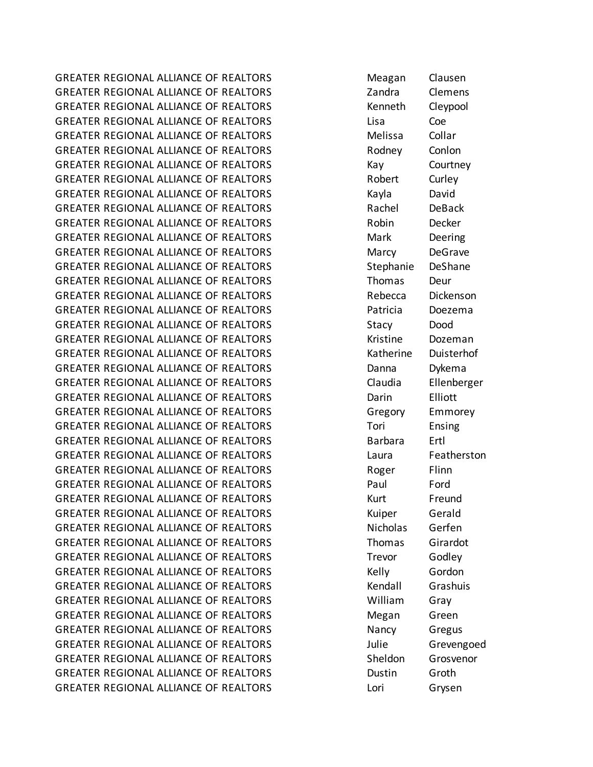| | | |
|---|---|---|
| GREATER REGIONAL ALLIANCE OF REALTORS | Meagan | Clausen |
| GREATER REGIONAL ALLIANCE OF REALTORS | Zandra | Clemens |
| GREATER REGIONAL ALLIANCE OF REALTORS | Kenneth | Cleypool |
| GREATER REGIONAL ALLIANCE OF REALTORS | Lisa | Coe |
| GREATER REGIONAL ALLIANCE OF REALTORS | Melissa | Collar |
| GREATER REGIONAL ALLIANCE OF REALTORS | Rodney | Conlon |
| GREATER REGIONAL ALLIANCE OF REALTORS | Kay | Courtney |
| GREATER REGIONAL ALLIANCE OF REALTORS | Robert | Curley |
| GREATER REGIONAL ALLIANCE OF REALTORS | Kayla | David |
| GREATER REGIONAL ALLIANCE OF REALTORS | Rachel | DeBack |
| GREATER REGIONAL ALLIANCE OF REALTORS | Robin | Decker |
| GREATER REGIONAL ALLIANCE OF REALTORS | Mark | Deering |
| GREATER REGIONAL ALLIANCE OF REALTORS | Marcy | DeGrave |
| GREATER REGIONAL ALLIANCE OF REALTORS | Stephanie | DeShane |
| GREATER REGIONAL ALLIANCE OF REALTORS | Thomas | Deur |
| GREATER REGIONAL ALLIANCE OF REALTORS | Rebecca | Dickenson |
| GREATER REGIONAL ALLIANCE OF REALTORS | Patricia | Doezema |
| GREATER REGIONAL ALLIANCE OF REALTORS | Stacy | Dood |
| GREATER REGIONAL ALLIANCE OF REALTORS | Kristine | Dozeman |
| GREATER REGIONAL ALLIANCE OF REALTORS | Katherine | Duisterhof |
| GREATER REGIONAL ALLIANCE OF REALTORS | Danna | Dykema |
| GREATER REGIONAL ALLIANCE OF REALTORS | Claudia | Ellenberger |
| GREATER REGIONAL ALLIANCE OF REALTORS | Darin | Elliott |
| GREATER REGIONAL ALLIANCE OF REALTORS | Gregory | Emmorey |
| GREATER REGIONAL ALLIANCE OF REALTORS | Tori | Ensing |
| GREATER REGIONAL ALLIANCE OF REALTORS | Barbara | Ertl |
| GREATER REGIONAL ALLIANCE OF REALTORS | Laura | Featherston |
| GREATER REGIONAL ALLIANCE OF REALTORS | Roger | Flinn |
| GREATER REGIONAL ALLIANCE OF REALTORS | Paul | Ford |
| GREATER REGIONAL ALLIANCE OF REALTORS | Kurt | Freund |
| GREATER REGIONAL ALLIANCE OF REALTORS | Kuiper | Gerald |
| GREATER REGIONAL ALLIANCE OF REALTORS | Nicholas | Gerfen |
| GREATER REGIONAL ALLIANCE OF REALTORS | Thomas | Girardot |
| GREATER REGIONAL ALLIANCE OF REALTORS | Trevor | Godley |
| GREATER REGIONAL ALLIANCE OF REALTORS | Kelly | Gordon |
| GREATER REGIONAL ALLIANCE OF REALTORS | Kendall | Grashuis |
| GREATER REGIONAL ALLIANCE OF REALTORS | William | Gray |
| GREATER REGIONAL ALLIANCE OF REALTORS | Megan | Green |
| GREATER REGIONAL ALLIANCE OF REALTORS | Nancy | Gregus |
| GREATER REGIONAL ALLIANCE OF REALTORS | Julie | Grevengoed |
| GREATER REGIONAL ALLIANCE OF REALTORS | Sheldon | Grosvenor |
| GREATER REGIONAL ALLIANCE OF REALTORS | Dustin | Groth |
| GREATER REGIONAL ALLIANCE OF REALTORS | Lori | Grysen |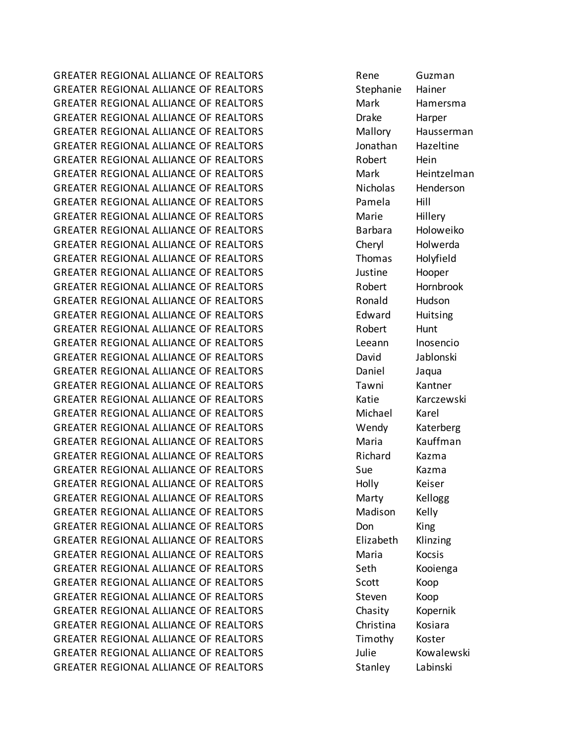| | | |
|---|---|---|
| GREATER REGIONAL ALLIANCE OF REALTORS | Rene | Guzman |
| GREATER REGIONAL ALLIANCE OF REALTORS | Stephanie | Hainer |
| GREATER REGIONAL ALLIANCE OF REALTORS | Mark | Hamersma |
| GREATER REGIONAL ALLIANCE OF REALTORS | Drake | Harper |
| GREATER REGIONAL ALLIANCE OF REALTORS | Mallory | Hausserman |
| GREATER REGIONAL ALLIANCE OF REALTORS | Jonathan | Hazeltine |
| GREATER REGIONAL ALLIANCE OF REALTORS | Robert | Hein |
| GREATER REGIONAL ALLIANCE OF REALTORS | Mark | Heintzelman |
| GREATER REGIONAL ALLIANCE OF REALTORS | Nicholas | Henderson |
| GREATER REGIONAL ALLIANCE OF REALTORS | Pamela | Hill |
| GREATER REGIONAL ALLIANCE OF REALTORS | Marie | Hillery |
| GREATER REGIONAL ALLIANCE OF REALTORS | Barbara | Holoweiko |
| GREATER REGIONAL ALLIANCE OF REALTORS | Cheryl | Holwerda |
| GREATER REGIONAL ALLIANCE OF REALTORS | Thomas | Holyfield |
| GREATER REGIONAL ALLIANCE OF REALTORS | Justine | Hooper |
| GREATER REGIONAL ALLIANCE OF REALTORS | Robert | Hornbrook |
| GREATER REGIONAL ALLIANCE OF REALTORS | Ronald | Hudson |
| GREATER REGIONAL ALLIANCE OF REALTORS | Edward | Huitsing |
| GREATER REGIONAL ALLIANCE OF REALTORS | Robert | Hunt |
| GREATER REGIONAL ALLIANCE OF REALTORS | Leeann | Inosencio |
| GREATER REGIONAL ALLIANCE OF REALTORS | David | Jablonski |
| GREATER REGIONAL ALLIANCE OF REALTORS | Daniel | Jaqua |
| GREATER REGIONAL ALLIANCE OF REALTORS | Tawni | Kantner |
| GREATER REGIONAL ALLIANCE OF REALTORS | Katie | Karczewski |
| GREATER REGIONAL ALLIANCE OF REALTORS | Michael | Karel |
| GREATER REGIONAL ALLIANCE OF REALTORS | Wendy | Katerberg |
| GREATER REGIONAL ALLIANCE OF REALTORS | Maria | Kauffman |
| GREATER REGIONAL ALLIANCE OF REALTORS | Richard | Kazma |
| GREATER REGIONAL ALLIANCE OF REALTORS | Sue | Kazma |
| GREATER REGIONAL ALLIANCE OF REALTORS | Holly | Keiser |
| GREATER REGIONAL ALLIANCE OF REALTORS | Marty | Kellogg |
| GREATER REGIONAL ALLIANCE OF REALTORS | Madison | Kelly |
| GREATER REGIONAL ALLIANCE OF REALTORS | Don | King |
| GREATER REGIONAL ALLIANCE OF REALTORS | Elizabeth | Klinzing |
| GREATER REGIONAL ALLIANCE OF REALTORS | Maria | Kocsis |
| GREATER REGIONAL ALLIANCE OF REALTORS | Seth | Kooienga |
| GREATER REGIONAL ALLIANCE OF REALTORS | Scott | Koop |
| GREATER REGIONAL ALLIANCE OF REALTORS | Steven | Koop |
| GREATER REGIONAL ALLIANCE OF REALTORS | Chasity | Kopernik |
| GREATER REGIONAL ALLIANCE OF REALTORS | Christina | Kosiara |
| GREATER REGIONAL ALLIANCE OF REALTORS | Timothy | Koster |
| GREATER REGIONAL ALLIANCE OF REALTORS | Julie | Kowalewski |
| GREATER REGIONAL ALLIANCE OF REALTORS | Stanley | Labinski |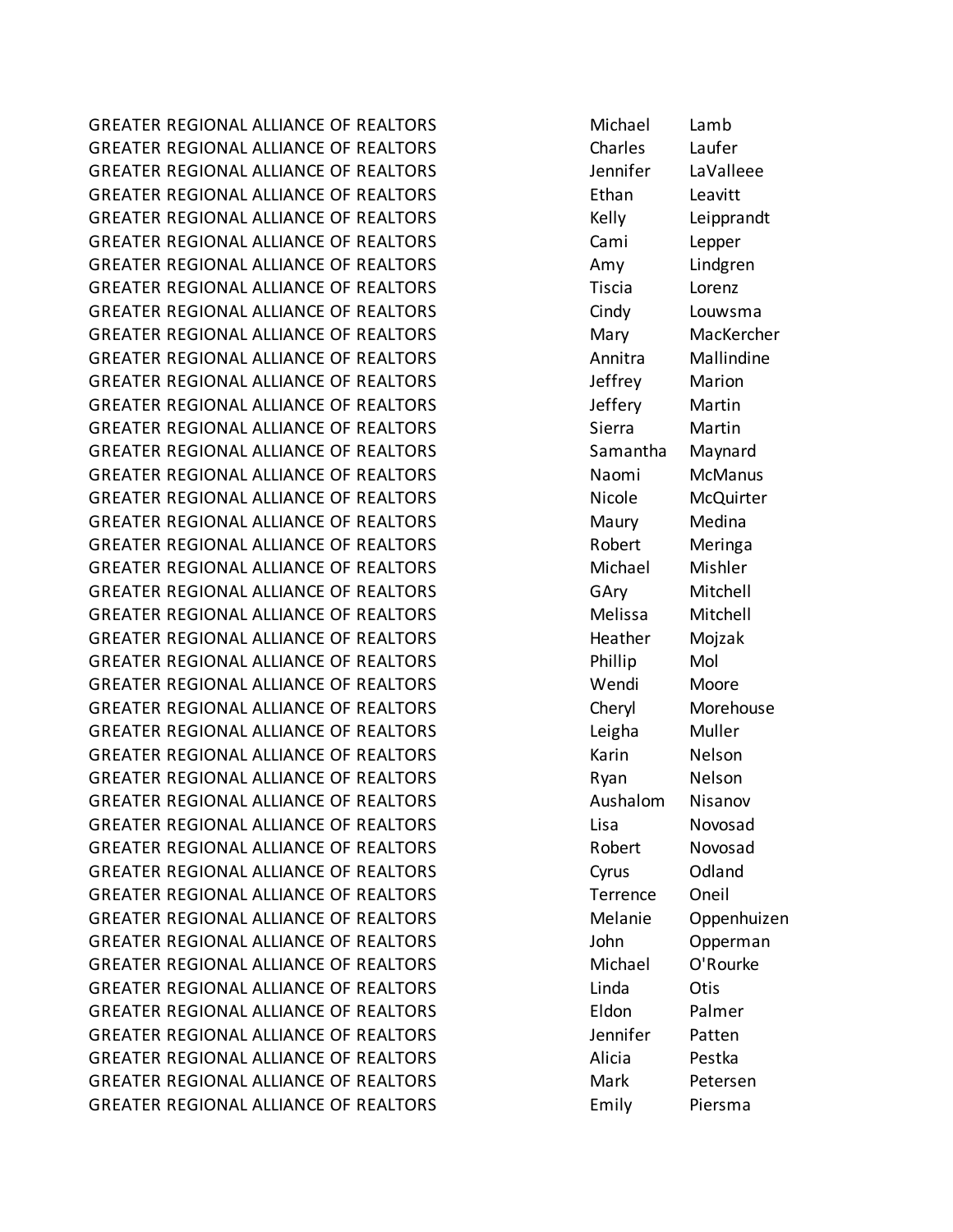| | | |
|---|---|---|
| GREATER REGIONAL ALLIANCE OF REALTORS | Michael | Lamb |
| GREATER REGIONAL ALLIANCE OF REALTORS | Charles | Laufer |
| GREATER REGIONAL ALLIANCE OF REALTORS | Jennifer | LaValleee |
| GREATER REGIONAL ALLIANCE OF REALTORS | Ethan | Leavitt |
| GREATER REGIONAL ALLIANCE OF REALTORS | Kelly | Leipprandt |
| GREATER REGIONAL ALLIANCE OF REALTORS | Cami | Lepper |
| GREATER REGIONAL ALLIANCE OF REALTORS | Amy | Lindgren |
| GREATER REGIONAL ALLIANCE OF REALTORS | Tiscia | Lorenz |
| GREATER REGIONAL ALLIANCE OF REALTORS | Cindy | Louwsma |
| GREATER REGIONAL ALLIANCE OF REALTORS | Mary | MacKercher |
| GREATER REGIONAL ALLIANCE OF REALTORS | Annitra | Mallindine |
| GREATER REGIONAL ALLIANCE OF REALTORS | Jeffrey | Marion |
| GREATER REGIONAL ALLIANCE OF REALTORS | Jeffery | Martin |
| GREATER REGIONAL ALLIANCE OF REALTORS | Sierra | Martin |
| GREATER REGIONAL ALLIANCE OF REALTORS | Samantha | Maynard |
| GREATER REGIONAL ALLIANCE OF REALTORS | Naomi | McManus |
| GREATER REGIONAL ALLIANCE OF REALTORS | Nicole | McQuirter |
| GREATER REGIONAL ALLIANCE OF REALTORS | Maury | Medina |
| GREATER REGIONAL ALLIANCE OF REALTORS | Robert | Meringa |
| GREATER REGIONAL ALLIANCE OF REALTORS | Michael | Mishler |
| GREATER REGIONAL ALLIANCE OF REALTORS | GAry | Mitchell |
| GREATER REGIONAL ALLIANCE OF REALTORS | Melissa | Mitchell |
| GREATER REGIONAL ALLIANCE OF REALTORS | Heather | Mojzak |
| GREATER REGIONAL ALLIANCE OF REALTORS | Phillip | Mol |
| GREATER REGIONAL ALLIANCE OF REALTORS | Wendi | Moore |
| GREATER REGIONAL ALLIANCE OF REALTORS | Cheryl | Morehouse |
| GREATER REGIONAL ALLIANCE OF REALTORS | Leigha | Muller |
| GREATER REGIONAL ALLIANCE OF REALTORS | Karin | Nelson |
| GREATER REGIONAL ALLIANCE OF REALTORS | Ryan | Nelson |
| GREATER REGIONAL ALLIANCE OF REALTORS | Aushalom | Nisanov |
| GREATER REGIONAL ALLIANCE OF REALTORS | Lisa | Novosad |
| GREATER REGIONAL ALLIANCE OF REALTORS | Robert | Novosad |
| GREATER REGIONAL ALLIANCE OF REALTORS | Cyrus | Odland |
| GREATER REGIONAL ALLIANCE OF REALTORS | Terrence | Oneil |
| GREATER REGIONAL ALLIANCE OF REALTORS | Melanie | Oppenhuizen |
| GREATER REGIONAL ALLIANCE OF REALTORS | John | Opperman |
| GREATER REGIONAL ALLIANCE OF REALTORS | Michael | O'Rourke |
| GREATER REGIONAL ALLIANCE OF REALTORS | Linda | Otis |
| GREATER REGIONAL ALLIANCE OF REALTORS | Eldon | Palmer |
| GREATER REGIONAL ALLIANCE OF REALTORS | Jennifer | Patten |
| GREATER REGIONAL ALLIANCE OF REALTORS | Alicia | Pestka |
| GREATER REGIONAL ALLIANCE OF REALTORS | Mark | Petersen |
| GREATER REGIONAL ALLIANCE OF REALTORS | Emily | Piersma |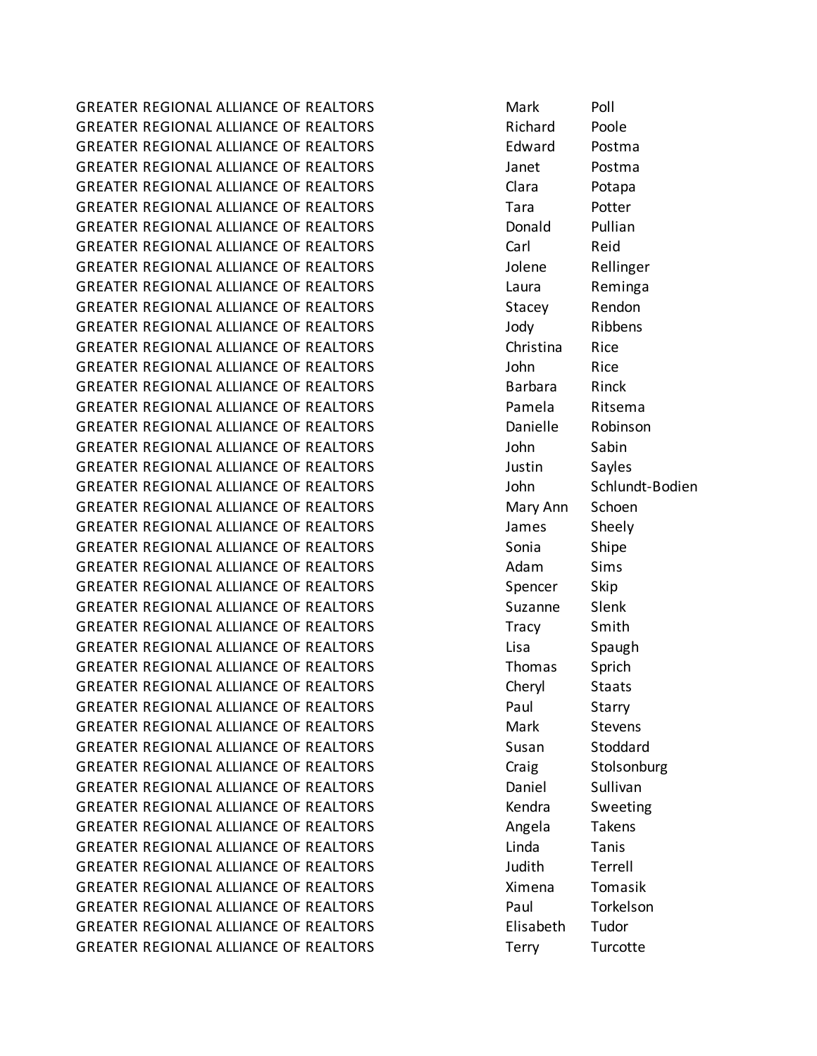| | | |
|---|---|---|
| GREATER REGIONAL ALLIANCE OF REALTORS | Mark | Poll |
| GREATER REGIONAL ALLIANCE OF REALTORS | Richard | Poole |
| GREATER REGIONAL ALLIANCE OF REALTORS | Edward | Postma |
| GREATER REGIONAL ALLIANCE OF REALTORS | Janet | Postma |
| GREATER REGIONAL ALLIANCE OF REALTORS | Clara | Potapa |
| GREATER REGIONAL ALLIANCE OF REALTORS | Tara | Potter |
| GREATER REGIONAL ALLIANCE OF REALTORS | Donald | Pullian |
| GREATER REGIONAL ALLIANCE OF REALTORS | Carl | Reid |
| GREATER REGIONAL ALLIANCE OF REALTORS | Jolene | Rellinger |
| GREATER REGIONAL ALLIANCE OF REALTORS | Laura | Reminga |
| GREATER REGIONAL ALLIANCE OF REALTORS | Stacey | Rendon |
| GREATER REGIONAL ALLIANCE OF REALTORS | Jody | Ribbens |
| GREATER REGIONAL ALLIANCE OF REALTORS | Christina | Rice |
| GREATER REGIONAL ALLIANCE OF REALTORS | John | Rice |
| GREATER REGIONAL ALLIANCE OF REALTORS | Barbara | Rinck |
| GREATER REGIONAL ALLIANCE OF REALTORS | Pamela | Ritsema |
| GREATER REGIONAL ALLIANCE OF REALTORS | Danielle | Robinson |
| GREATER REGIONAL ALLIANCE OF REALTORS | John | Sabin |
| GREATER REGIONAL ALLIANCE OF REALTORS | Justin | Sayles |
| GREATER REGIONAL ALLIANCE OF REALTORS | John | Schlundt-Bodien |
| GREATER REGIONAL ALLIANCE OF REALTORS | Mary Ann | Schoen |
| GREATER REGIONAL ALLIANCE OF REALTORS | James | Sheely |
| GREATER REGIONAL ALLIANCE OF REALTORS | Sonia | Shipe |
| GREATER REGIONAL ALLIANCE OF REALTORS | Adam | Sims |
| GREATER REGIONAL ALLIANCE OF REALTORS | Spencer | Skip |
| GREATER REGIONAL ALLIANCE OF REALTORS | Suzanne | Slenk |
| GREATER REGIONAL ALLIANCE OF REALTORS | Tracy | Smith |
| GREATER REGIONAL ALLIANCE OF REALTORS | Lisa | Spaugh |
| GREATER REGIONAL ALLIANCE OF REALTORS | Thomas | Sprich |
| GREATER REGIONAL ALLIANCE OF REALTORS | Cheryl | Staats |
| GREATER REGIONAL ALLIANCE OF REALTORS | Paul | Starry |
| GREATER REGIONAL ALLIANCE OF REALTORS | Mark | Stevens |
| GREATER REGIONAL ALLIANCE OF REALTORS | Susan | Stoddard |
| GREATER REGIONAL ALLIANCE OF REALTORS | Craig | Stolsonburg |
| GREATER REGIONAL ALLIANCE OF REALTORS | Daniel | Sullivan |
| GREATER REGIONAL ALLIANCE OF REALTORS | Kendra | Sweeting |
| GREATER REGIONAL ALLIANCE OF REALTORS | Angela | Takens |
| GREATER REGIONAL ALLIANCE OF REALTORS | Linda | Tanis |
| GREATER REGIONAL ALLIANCE OF REALTORS | Judith | Terrell |
| GREATER REGIONAL ALLIANCE OF REALTORS | Ximena | Tomasik |
| GREATER REGIONAL ALLIANCE OF REALTORS | Paul | Torkelson |
| GREATER REGIONAL ALLIANCE OF REALTORS | Elisabeth | Tudor |
| GREATER REGIONAL ALLIANCE OF REALTORS | Terry | Turcotte |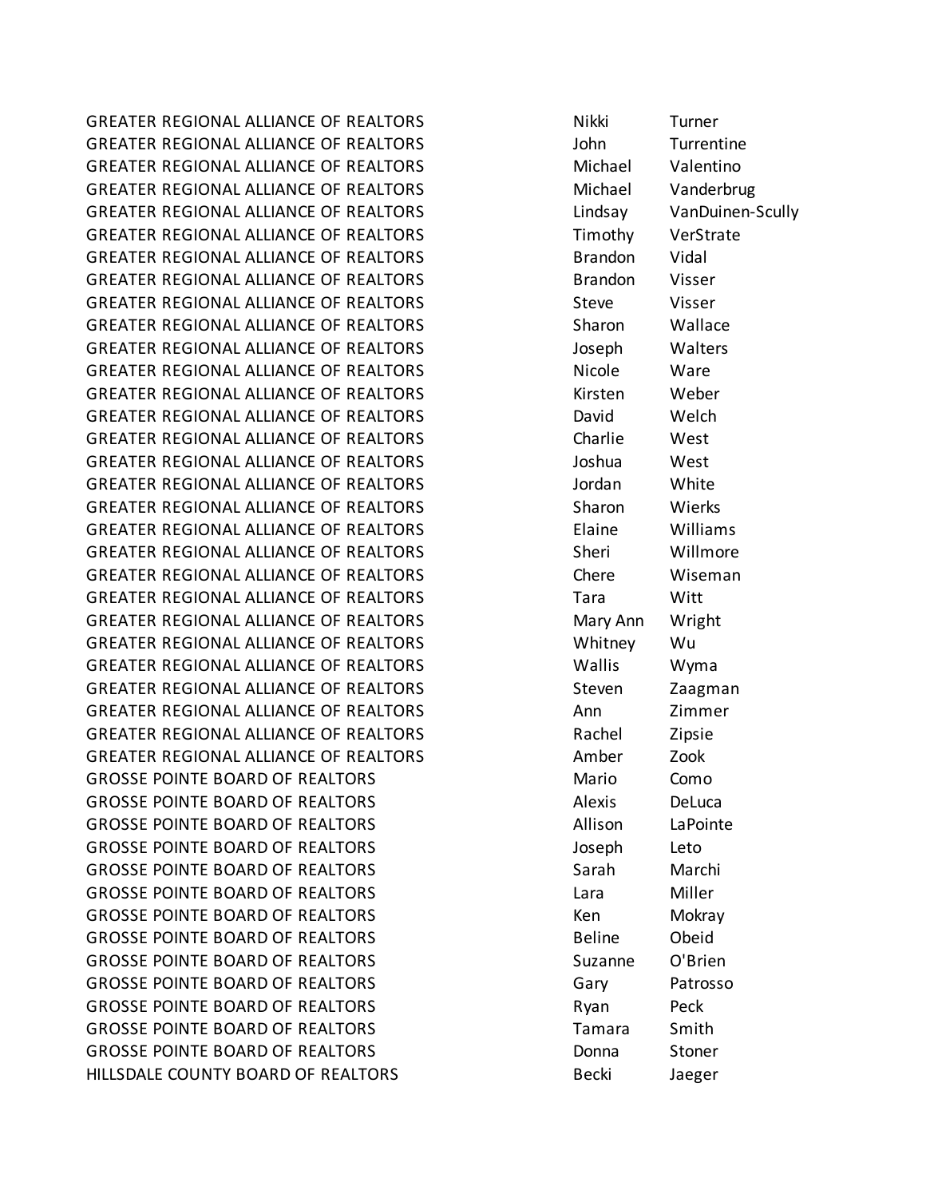| | | |
|---|---|---|
| GREATER REGIONAL ALLIANCE OF REALTORS | Nikki | Turner |
| GREATER REGIONAL ALLIANCE OF REALTORS | John | Turrentine |
| GREATER REGIONAL ALLIANCE OF REALTORS | Michael | Valentino |
| GREATER REGIONAL ALLIANCE OF REALTORS | Michael | Vanderbrug |
| GREATER REGIONAL ALLIANCE OF REALTORS | Lindsay | VanDuinen-Scully |
| GREATER REGIONAL ALLIANCE OF REALTORS | Timothy | VerStrate |
| GREATER REGIONAL ALLIANCE OF REALTORS | Brandon | Vidal |
| GREATER REGIONAL ALLIANCE OF REALTORS | Brandon | Visser |
| GREATER REGIONAL ALLIANCE OF REALTORS | Steve | Visser |
| GREATER REGIONAL ALLIANCE OF REALTORS | Sharon | Wallace |
| GREATER REGIONAL ALLIANCE OF REALTORS | Joseph | Walters |
| GREATER REGIONAL ALLIANCE OF REALTORS | Nicole | Ware |
| GREATER REGIONAL ALLIANCE OF REALTORS | Kirsten | Weber |
| GREATER REGIONAL ALLIANCE OF REALTORS | David | Welch |
| GREATER REGIONAL ALLIANCE OF REALTORS | Charlie | West |
| GREATER REGIONAL ALLIANCE OF REALTORS | Joshua | West |
| GREATER REGIONAL ALLIANCE OF REALTORS | Jordan | White |
| GREATER REGIONAL ALLIANCE OF REALTORS | Sharon | Wierks |
| GREATER REGIONAL ALLIANCE OF REALTORS | Elaine | Williams |
| GREATER REGIONAL ALLIANCE OF REALTORS | Sheri | Willmore |
| GREATER REGIONAL ALLIANCE OF REALTORS | Chere | Wiseman |
| GREATER REGIONAL ALLIANCE OF REALTORS | Tara | Witt |
| GREATER REGIONAL ALLIANCE OF REALTORS | Mary Ann | Wright |
| GREATER REGIONAL ALLIANCE OF REALTORS | Whitney | Wu |
| GREATER REGIONAL ALLIANCE OF REALTORS | Wallis | Wyma |
| GREATER REGIONAL ALLIANCE OF REALTORS | Steven | Zaagman |
| GREATER REGIONAL ALLIANCE OF REALTORS | Ann | Zimmer |
| GREATER REGIONAL ALLIANCE OF REALTORS | Rachel | Zipsie |
| GREATER REGIONAL ALLIANCE OF REALTORS | Amber | Zook |
| GROSSE POINTE BOARD OF REALTORS | Mario | Como |
| GROSSE POINTE BOARD OF REALTORS | Alexis | DeLuca |
| GROSSE POINTE BOARD OF REALTORS | Allison | LaPointe |
| GROSSE POINTE BOARD OF REALTORS | Joseph | Leto |
| GROSSE POINTE BOARD OF REALTORS | Sarah | Marchi |
| GROSSE POINTE BOARD OF REALTORS | Lara | Miller |
| GROSSE POINTE BOARD OF REALTORS | Ken | Mokray |
| GROSSE POINTE BOARD OF REALTORS | Beline | Obeid |
| GROSSE POINTE BOARD OF REALTORS | Suzanne | O'Brien |
| GROSSE POINTE BOARD OF REALTORS | Gary | Patrosso |
| GROSSE POINTE BOARD OF REALTORS | Ryan | Peck |
| GROSSE POINTE BOARD OF REALTORS | Tamara | Smith |
| GROSSE POINTE BOARD OF REALTORS | Donna | Stoner |
| HILLSDALE COUNTY BOARD OF REALTORS | Becki | Jaeger |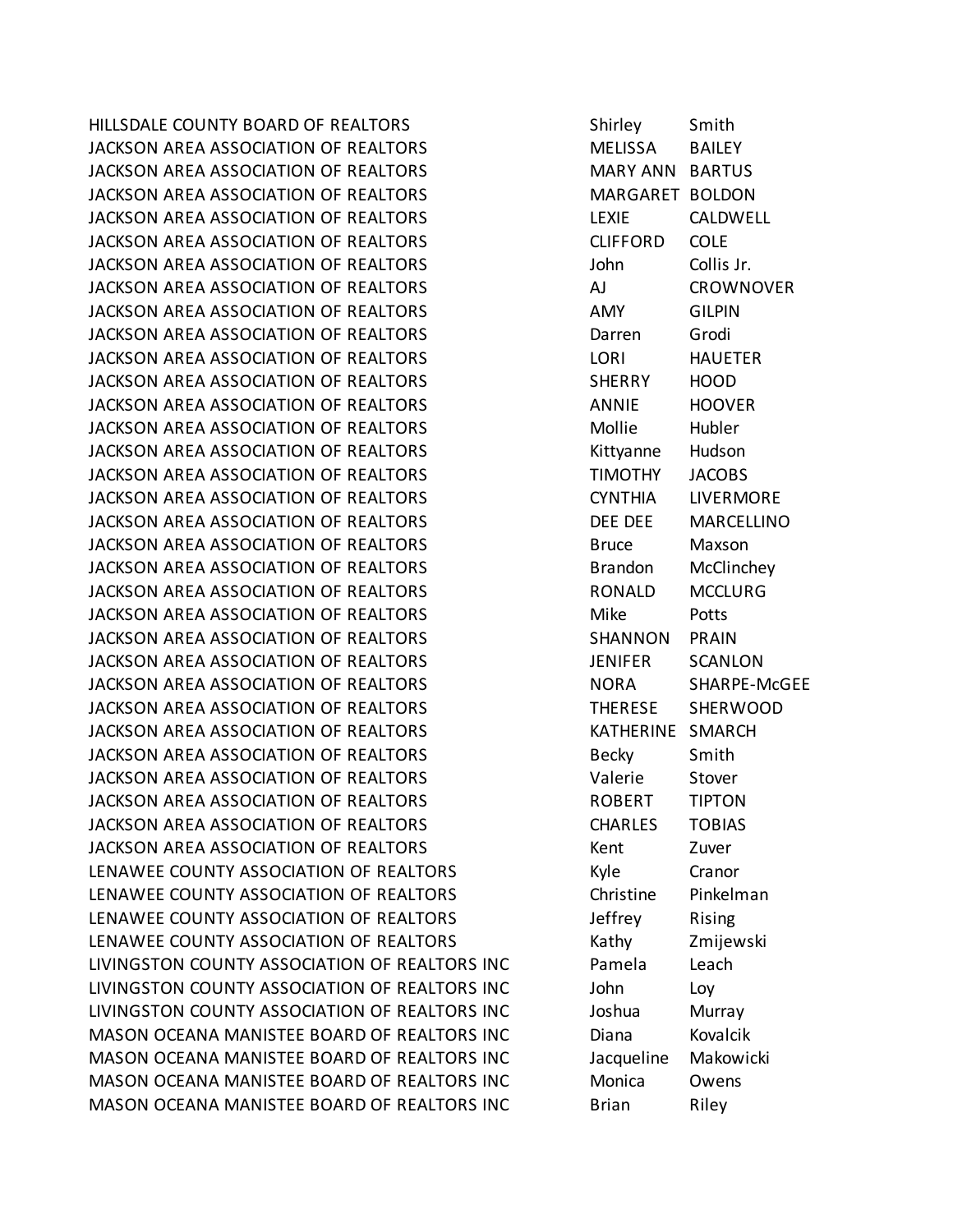| | | |
|---|---|---|
| HILLSDALE COUNTY BOARD OF REALTORS | Shirley | Smith |
| JACKSON AREA ASSOCIATION OF REALTORS | MELISSA | BAILEY |
| JACKSON AREA ASSOCIATION OF REALTORS | MARY ANN | BARTUS |
| JACKSON AREA ASSOCIATION OF REALTORS | MARGARET | BOLDON |
| JACKSON AREA ASSOCIATION OF REALTORS | LEXIE | CALDWELL |
| JACKSON AREA ASSOCIATION OF REALTORS | CLIFFORD | COLE |
| JACKSON AREA ASSOCIATION OF REALTORS | John | Collis Jr. |
| JACKSON AREA ASSOCIATION OF REALTORS | AJ | CROWNOVER |
| JACKSON AREA ASSOCIATION OF REALTORS | AMY | GILPIN |
| JACKSON AREA ASSOCIATION OF REALTORS | Darren | Grodi |
| JACKSON AREA ASSOCIATION OF REALTORS | LORI | HAUETER |
| JACKSON AREA ASSOCIATION OF REALTORS | SHERRY | HOOD |
| JACKSON AREA ASSOCIATION OF REALTORS | ANNIE | HOOVER |
| JACKSON AREA ASSOCIATION OF REALTORS | Mollie | Hubler |
| JACKSON AREA ASSOCIATION OF REALTORS | Kittyanne | Hudson |
| JACKSON AREA ASSOCIATION OF REALTORS | TIMOTHY | JACOBS |
| JACKSON AREA ASSOCIATION OF REALTORS | CYNTHIA | LIVERMORE |
| JACKSON AREA ASSOCIATION OF REALTORS | DEE DEE | MARCELLINO |
| JACKSON AREA ASSOCIATION OF REALTORS | Bruce | Maxson |
| JACKSON AREA ASSOCIATION OF REALTORS | Brandon | McClinchey |
| JACKSON AREA ASSOCIATION OF REALTORS | RONALD | MCCLURG |
| JACKSON AREA ASSOCIATION OF REALTORS | Mike | Potts |
| JACKSON AREA ASSOCIATION OF REALTORS | SHANNON | PRAIN |
| JACKSON AREA ASSOCIATION OF REALTORS | JENIFER | SCANLON |
| JACKSON AREA ASSOCIATION OF REALTORS | NORA | SHARPE-McGEE |
| JACKSON AREA ASSOCIATION OF REALTORS | THERESE | SHERWOOD |
| JACKSON AREA ASSOCIATION OF REALTORS | KATHERINE | SMARCH |
| JACKSON AREA ASSOCIATION OF REALTORS | Becky | Smith |
| JACKSON AREA ASSOCIATION OF REALTORS | Valerie | Stover |
| JACKSON AREA ASSOCIATION OF REALTORS | ROBERT | TIPTON |
| JACKSON AREA ASSOCIATION OF REALTORS | CHARLES | TOBIAS |
| JACKSON AREA ASSOCIATION OF REALTORS | Kent | Zuver |
| LENAWEE COUNTY ASSOCIATION OF REALTORS | Kyle | Cranor |
| LENAWEE COUNTY ASSOCIATION OF REALTORS | Christine | Pinkelman |
| LENAWEE COUNTY ASSOCIATION OF REALTORS | Jeffrey | Rising |
| LENAWEE COUNTY ASSOCIATION OF REALTORS | Kathy | Zmijewski |
| LIVINGSTON COUNTY ASSOCIATION OF REALTORS INC | Pamela | Leach |
| LIVINGSTON COUNTY ASSOCIATION OF REALTORS INC | John | Loy |
| LIVINGSTON COUNTY ASSOCIATION OF REALTORS INC | Joshua | Murray |
| MASON OCEANA MANISTEE BOARD OF REALTORS INC | Diana | Kovalcik |
| MASON OCEANA MANISTEE BOARD OF REALTORS INC | Jacqueline | Makowicki |
| MASON OCEANA MANISTEE BOARD OF REALTORS INC | Monica | Owens |
| MASON OCEANA MANISTEE BOARD OF REALTORS INC | Brian | Riley |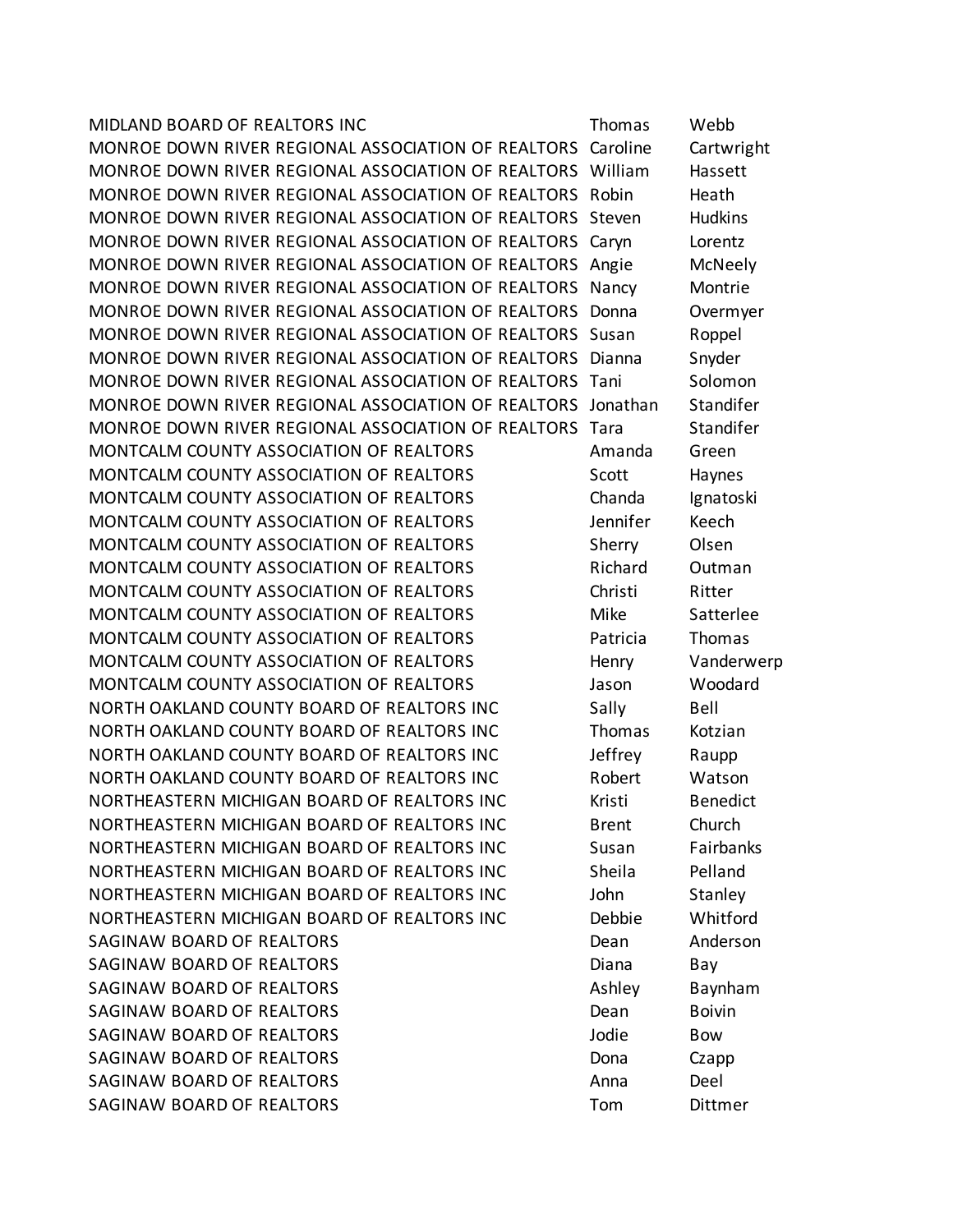| | | |
|---|---|---|
| MIDLAND BOARD OF REALTORS INC | Thomas | Webb |
| MONROE DOWN RIVER REGIONAL ASSOCIATION OF REALTORS | Caroline | Cartwright |
| MONROE DOWN RIVER REGIONAL ASSOCIATION OF REALTORS | William | Hassett |
| MONROE DOWN RIVER REGIONAL ASSOCIATION OF REALTORS | Robin | Heath |
| MONROE DOWN RIVER REGIONAL ASSOCIATION OF REALTORS | Steven | Hudkins |
| MONROE DOWN RIVER REGIONAL ASSOCIATION OF REALTORS | Caryn | Lorentz |
| MONROE DOWN RIVER REGIONAL ASSOCIATION OF REALTORS | Angie | McNeely |
| MONROE DOWN RIVER REGIONAL ASSOCIATION OF REALTORS | Nancy | Montrie |
| MONROE DOWN RIVER REGIONAL ASSOCIATION OF REALTORS | Donna | Overmyer |
| MONROE DOWN RIVER REGIONAL ASSOCIATION OF REALTORS | Susan | Roppel |
| MONROE DOWN RIVER REGIONAL ASSOCIATION OF REALTORS | Dianna | Snyder |
| MONROE DOWN RIVER REGIONAL ASSOCIATION OF REALTORS | Tani | Solomon |
| MONROE DOWN RIVER REGIONAL ASSOCIATION OF REALTORS | Jonathan | Standifer |
| MONROE DOWN RIVER REGIONAL ASSOCIATION OF REALTORS | Tara | Standifer |
| MONTCALM COUNTY ASSOCIATION OF REALTORS | Amanda | Green |
| MONTCALM COUNTY ASSOCIATION OF REALTORS | Scott | Haynes |
| MONTCALM COUNTY ASSOCIATION OF REALTORS | Chanda | Ignatoski |
| MONTCALM COUNTY ASSOCIATION OF REALTORS | Jennifer | Keech |
| MONTCALM COUNTY ASSOCIATION OF REALTORS | Sherry | Olsen |
| MONTCALM COUNTY ASSOCIATION OF REALTORS | Richard | Outman |
| MONTCALM COUNTY ASSOCIATION OF REALTORS | Christi | Ritter |
| MONTCALM COUNTY ASSOCIATION OF REALTORS | Mike | Satterlee |
| MONTCALM COUNTY ASSOCIATION OF REALTORS | Patricia | Thomas |
| MONTCALM COUNTY ASSOCIATION OF REALTORS | Henry | Vanderwerp |
| MONTCALM COUNTY ASSOCIATION OF REALTORS | Jason | Woodard |
| NORTH OAKLAND COUNTY BOARD OF REALTORS INC | Sally | Bell |
| NORTH OAKLAND COUNTY BOARD OF REALTORS INC | Thomas | Kotzian |
| NORTH OAKLAND COUNTY BOARD OF REALTORS INC | Jeffrey | Raupp |
| NORTH OAKLAND COUNTY BOARD OF REALTORS INC | Robert | Watson |
| NORTHEASTERN MICHIGAN BOARD OF REALTORS INC | Kristi | Benedict |
| NORTHEASTERN MICHIGAN BOARD OF REALTORS INC | Brent | Church |
| NORTHEASTERN MICHIGAN BOARD OF REALTORS INC | Susan | Fairbanks |
| NORTHEASTERN MICHIGAN BOARD OF REALTORS INC | Sheila | Pelland |
| NORTHEASTERN MICHIGAN BOARD OF REALTORS INC | John | Stanley |
| NORTHEASTERN MICHIGAN BOARD OF REALTORS INC | Debbie | Whitford |
| SAGINAW BOARD OF REALTORS | Dean | Anderson |
| SAGINAW BOARD OF REALTORS | Diana | Bay |
| SAGINAW BOARD OF REALTORS | Ashley | Baynham |
| SAGINAW BOARD OF REALTORS | Dean | Boivin |
| SAGINAW BOARD OF REALTORS | Jodie | Bow |
| SAGINAW BOARD OF REALTORS | Dona | Czapp |
| SAGINAW BOARD OF REALTORS | Anna | Deel |
| SAGINAW BOARD OF REALTORS | Tom | Dittmer |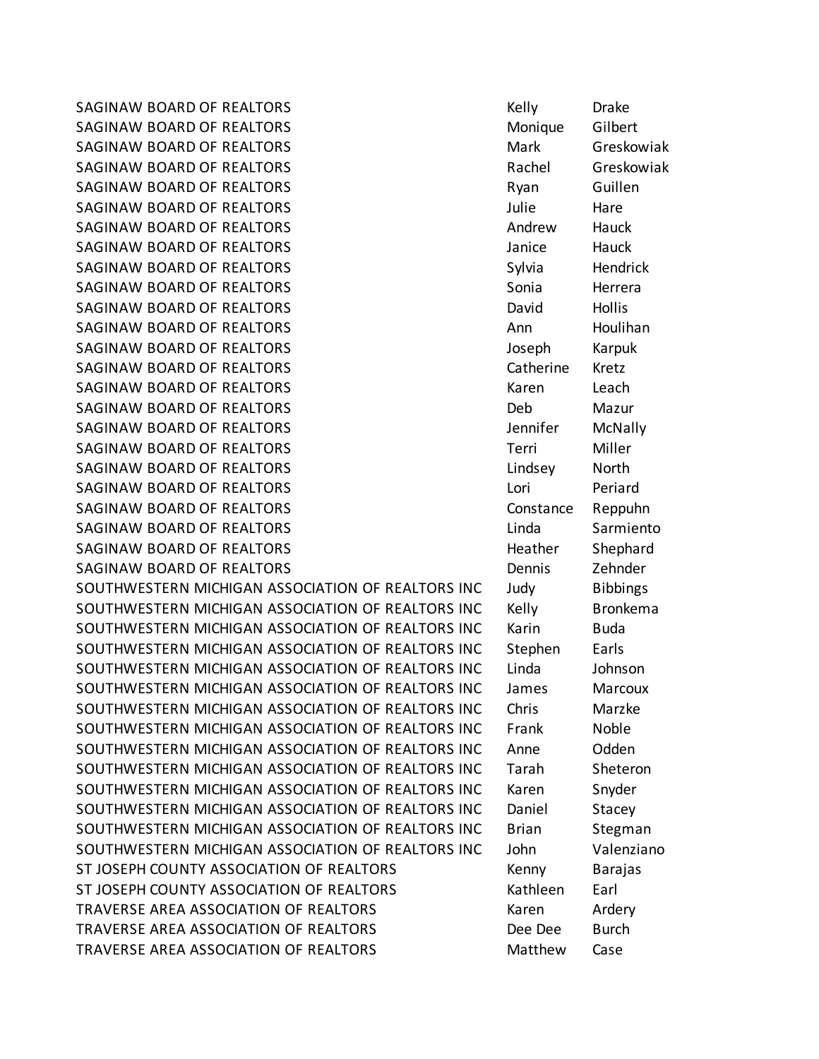| | | |
|---|---|---|
| SAGINAW BOARD OF REALTORS | Kelly | Drake |
| SAGINAW BOARD OF REALTORS | Monique | Gilbert |
| SAGINAW BOARD OF REALTORS | Mark | Greskowiak |
| SAGINAW BOARD OF REALTORS | Rachel | Greskowiak |
| SAGINAW BOARD OF REALTORS | Ryan | Guillen |
| SAGINAW BOARD OF REALTORS | Julie | Hare |
| SAGINAW BOARD OF REALTORS | Andrew | Hauck |
| SAGINAW BOARD OF REALTORS | Janice | Hauck |
| SAGINAW BOARD OF REALTORS | Sylvia | Hendrick |
| SAGINAW BOARD OF REALTORS | Sonia | Herrera |
| SAGINAW BOARD OF REALTORS | David | Hollis |
| SAGINAW BOARD OF REALTORS | Ann | Houlihan |
| SAGINAW BOARD OF REALTORS | Joseph | Karpuk |
| SAGINAW BOARD OF REALTORS | Catherine | Kretz |
| SAGINAW BOARD OF REALTORS | Karen | Leach |
| SAGINAW BOARD OF REALTORS | Deb | Mazur |
| SAGINAW BOARD OF REALTORS | Jennifer | McNally |
| SAGINAW BOARD OF REALTORS | Terri | Miller |
| SAGINAW BOARD OF REALTORS | Lindsey | North |
| SAGINAW BOARD OF REALTORS | Lori | Periard |
| SAGINAW BOARD OF REALTORS | Constance | Reppuhn |
| SAGINAW BOARD OF REALTORS | Linda | Sarmiento |
| SAGINAW BOARD OF REALTORS | Heather | Shephard |
| SAGINAW BOARD OF REALTORS | Dennis | Zehnder |
| SOUTHWESTERN MICHIGAN ASSOCIATION OF REALTORS INC | Judy | Bibbings |
| SOUTHWESTERN MICHIGAN ASSOCIATION OF REALTORS INC | Kelly | Bronkema |
| SOUTHWESTERN MICHIGAN ASSOCIATION OF REALTORS INC | Karin | Buda |
| SOUTHWESTERN MICHIGAN ASSOCIATION OF REALTORS INC | Stephen | Earls |
| SOUTHWESTERN MICHIGAN ASSOCIATION OF REALTORS INC | Linda | Johnson |
| SOUTHWESTERN MICHIGAN ASSOCIATION OF REALTORS INC | James | Marcoux |
| SOUTHWESTERN MICHIGAN ASSOCIATION OF REALTORS INC | Chris | Marzke |
| SOUTHWESTERN MICHIGAN ASSOCIATION OF REALTORS INC | Frank | Noble |
| SOUTHWESTERN MICHIGAN ASSOCIATION OF REALTORS INC | Anne | Odden |
| SOUTHWESTERN MICHIGAN ASSOCIATION OF REALTORS INC | Tarah | Sheteron |
| SOUTHWESTERN MICHIGAN ASSOCIATION OF REALTORS INC | Karen | Snyder |
| SOUTHWESTERN MICHIGAN ASSOCIATION OF REALTORS INC | Daniel | Stacey |
| SOUTHWESTERN MICHIGAN ASSOCIATION OF REALTORS INC | Brian | Stegman |
| SOUTHWESTERN MICHIGAN ASSOCIATION OF REALTORS INC | John | Valenziano |
| ST JOSEPH COUNTY ASSOCIATION OF REALTORS | Kenny | Barajas |
| ST JOSEPH COUNTY ASSOCIATION OF REALTORS | Kathleen | Earl |
| TRAVERSE AREA ASSOCIATION OF REALTORS | Karen | Ardery |
| TRAVERSE AREA ASSOCIATION OF REALTORS | Dee Dee | Burch |
| TRAVERSE AREA ASSOCIATION OF REALTORS | Matthew | Case |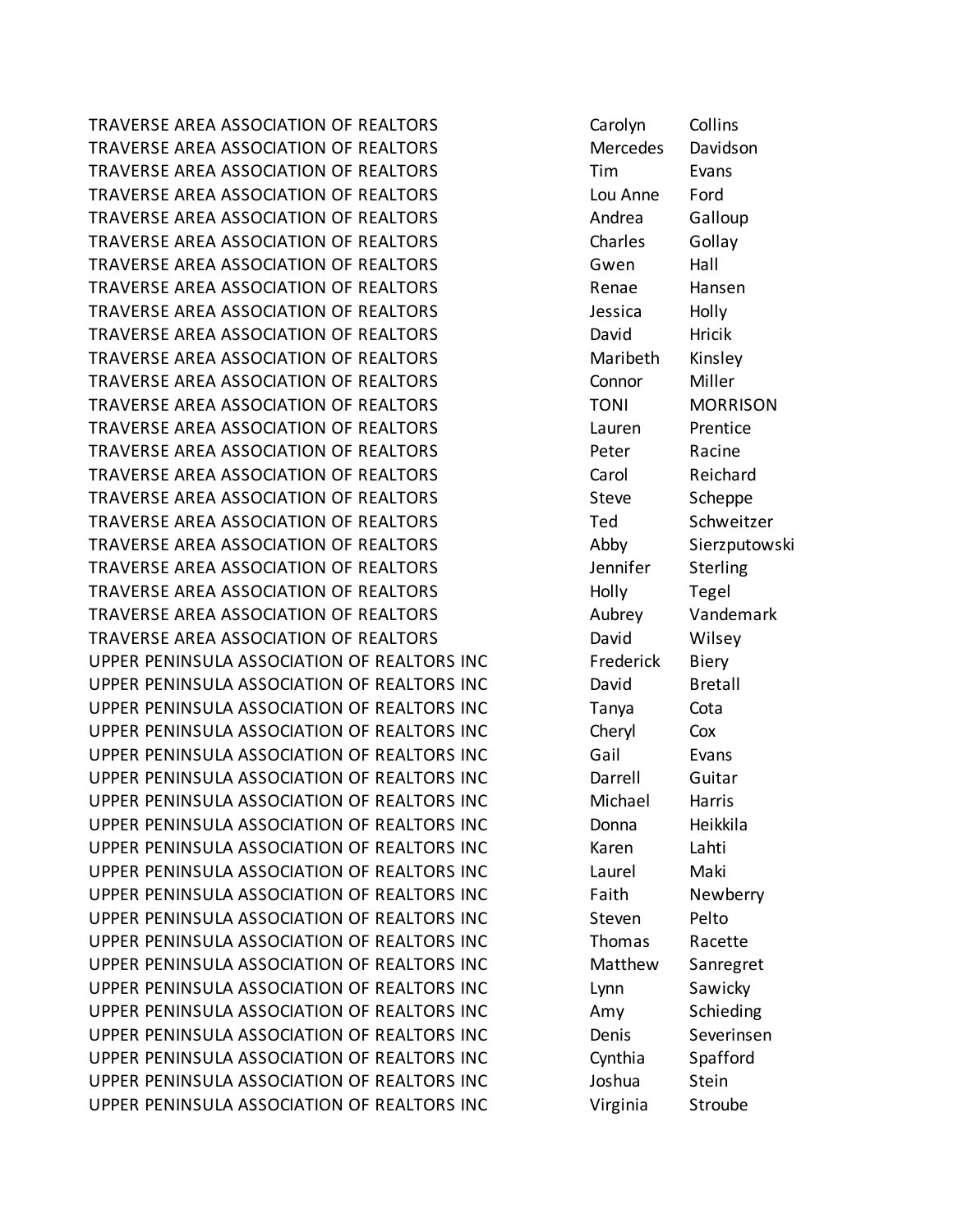| | | |
|---|---|---|
| TRAVERSE AREA ASSOCIATION OF REALTORS | Carolyn | Collins |
| TRAVERSE AREA ASSOCIATION OF REALTORS | Mercedes | Davidson |
| TRAVERSE AREA ASSOCIATION OF REALTORS | Tim | Evans |
| TRAVERSE AREA ASSOCIATION OF REALTORS | Lou Anne | Ford |
| TRAVERSE AREA ASSOCIATION OF REALTORS | Andrea | Galloup |
| TRAVERSE AREA ASSOCIATION OF REALTORS | Charles | Gollay |
| TRAVERSE AREA ASSOCIATION OF REALTORS | Gwen | Hall |
| TRAVERSE AREA ASSOCIATION OF REALTORS | Renae | Hansen |
| TRAVERSE AREA ASSOCIATION OF REALTORS | Jessica | Holly |
| TRAVERSE AREA ASSOCIATION OF REALTORS | David | Hricik |
| TRAVERSE AREA ASSOCIATION OF REALTORS | Maribeth | Kinsley |
| TRAVERSE AREA ASSOCIATION OF REALTORS | Connor | Miller |
| TRAVERSE AREA ASSOCIATION OF REALTORS | TONI | MORRISON |
| TRAVERSE AREA ASSOCIATION OF REALTORS | Lauren | Prentice |
| TRAVERSE AREA ASSOCIATION OF REALTORS | Peter | Racine |
| TRAVERSE AREA ASSOCIATION OF REALTORS | Carol | Reichard |
| TRAVERSE AREA ASSOCIATION OF REALTORS | Steve | Scheppe |
| TRAVERSE AREA ASSOCIATION OF REALTORS | Ted | Schweitzer |
| TRAVERSE AREA ASSOCIATION OF REALTORS | Abby | Sierzputowski |
| TRAVERSE AREA ASSOCIATION OF REALTORS | Jennifer | Sterling |
| TRAVERSE AREA ASSOCIATION OF REALTORS | Holly | Tegel |
| TRAVERSE AREA ASSOCIATION OF REALTORS | Aubrey | Vandemark |
| TRAVERSE AREA ASSOCIATION OF REALTORS | David | Wilsey |
| UPPER PENINSULA ASSOCIATION OF REALTORS INC | Frederick | Biery |
| UPPER PENINSULA ASSOCIATION OF REALTORS INC | David | Bretall |
| UPPER PENINSULA ASSOCIATION OF REALTORS INC | Tanya | Cota |
| UPPER PENINSULA ASSOCIATION OF REALTORS INC | Cheryl | Cox |
| UPPER PENINSULA ASSOCIATION OF REALTORS INC | Gail | Evans |
| UPPER PENINSULA ASSOCIATION OF REALTORS INC | Darrell | Guitar |
| UPPER PENINSULA ASSOCIATION OF REALTORS INC | Michael | Harris |
| UPPER PENINSULA ASSOCIATION OF REALTORS INC | Donna | Heikkila |
| UPPER PENINSULA ASSOCIATION OF REALTORS INC | Karen | Lahti |
| UPPER PENINSULA ASSOCIATION OF REALTORS INC | Laurel | Maki |
| UPPER PENINSULA ASSOCIATION OF REALTORS INC | Faith | Newberry |
| UPPER PENINSULA ASSOCIATION OF REALTORS INC | Steven | Pelto |
| UPPER PENINSULA ASSOCIATION OF REALTORS INC | Thomas | Racette |
| UPPER PENINSULA ASSOCIATION OF REALTORS INC | Matthew | Sanregret |
| UPPER PENINSULA ASSOCIATION OF REALTORS INC | Lynn | Sawicky |
| UPPER PENINSULA ASSOCIATION OF REALTORS INC | Amy | Schieding |
| UPPER PENINSULA ASSOCIATION OF REALTORS INC | Denis | Severinsen |
| UPPER PENINSULA ASSOCIATION OF REALTORS INC | Cynthia | Spafford |
| UPPER PENINSULA ASSOCIATION OF REALTORS INC | Joshua | Stein |
| UPPER PENINSULA ASSOCIATION OF REALTORS INC | Virginia | Stroube |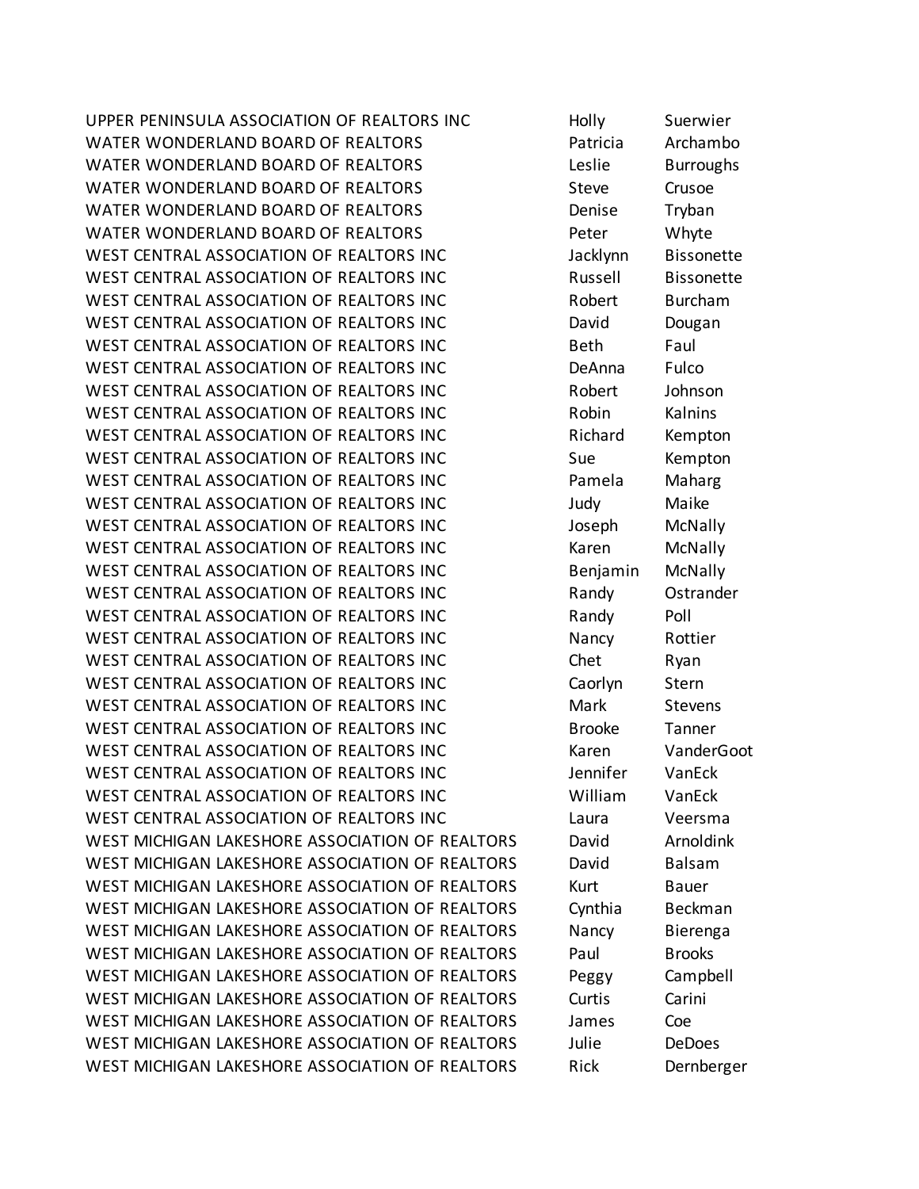| | | |
|---|---|---|
| UPPER PENINSULA ASSOCIATION OF REALTORS INC | Holly | Suerwier |
| WATER WONDERLAND BOARD OF REALTORS | Patricia | Archambo |
| WATER WONDERLAND BOARD OF REALTORS | Leslie | Burroughs |
| WATER WONDERLAND BOARD OF REALTORS | Steve | Crusoe |
| WATER WONDERLAND BOARD OF REALTORS | Denise | Tryban |
| WATER WONDERLAND BOARD OF REALTORS | Peter | Whyte |
| WEST CENTRAL ASSOCIATION OF REALTORS INC | Jacklynn | Bissonette |
| WEST CENTRAL ASSOCIATION OF REALTORS INC | Russell | Bissonette |
| WEST CENTRAL ASSOCIATION OF REALTORS INC | Robert | Burcham |
| WEST CENTRAL ASSOCIATION OF REALTORS INC | David | Dougan |
| WEST CENTRAL ASSOCIATION OF REALTORS INC | Beth | Faul |
| WEST CENTRAL ASSOCIATION OF REALTORS INC | DeAnna | Fulco |
| WEST CENTRAL ASSOCIATION OF REALTORS INC | Robert | Johnson |
| WEST CENTRAL ASSOCIATION OF REALTORS INC | Robin | Kalnins |
| WEST CENTRAL ASSOCIATION OF REALTORS INC | Richard | Kempton |
| WEST CENTRAL ASSOCIATION OF REALTORS INC | Sue | Kempton |
| WEST CENTRAL ASSOCIATION OF REALTORS INC | Pamela | Maharg |
| WEST CENTRAL ASSOCIATION OF REALTORS INC | Judy | Maike |
| WEST CENTRAL ASSOCIATION OF REALTORS INC | Joseph | McNally |
| WEST CENTRAL ASSOCIATION OF REALTORS INC | Karen | McNally |
| WEST CENTRAL ASSOCIATION OF REALTORS INC | Benjamin | McNally |
| WEST CENTRAL ASSOCIATION OF REALTORS INC | Randy | Ostrander |
| WEST CENTRAL ASSOCIATION OF REALTORS INC | Randy | Poll |
| WEST CENTRAL ASSOCIATION OF REALTORS INC | Nancy | Rottier |
| WEST CENTRAL ASSOCIATION OF REALTORS INC | Chet | Ryan |
| WEST CENTRAL ASSOCIATION OF REALTORS INC | Caorlyn | Stern |
| WEST CENTRAL ASSOCIATION OF REALTORS INC | Mark | Stevens |
| WEST CENTRAL ASSOCIATION OF REALTORS INC | Brooke | Tanner |
| WEST CENTRAL ASSOCIATION OF REALTORS INC | Karen | VanderGoot |
| WEST CENTRAL ASSOCIATION OF REALTORS INC | Jennifer | VanEck |
| WEST CENTRAL ASSOCIATION OF REALTORS INC | William | VanEck |
| WEST CENTRAL ASSOCIATION OF REALTORS INC | Laura | Veersma |
| WEST MICHIGAN LAKESHORE ASSOCIATION OF REALTORS | David | Arnoldink |
| WEST MICHIGAN LAKESHORE ASSOCIATION OF REALTORS | David | Balsam |
| WEST MICHIGAN LAKESHORE ASSOCIATION OF REALTORS | Kurt | Bauer |
| WEST MICHIGAN LAKESHORE ASSOCIATION OF REALTORS | Cynthia | Beckman |
| WEST MICHIGAN LAKESHORE ASSOCIATION OF REALTORS | Nancy | Bierenga |
| WEST MICHIGAN LAKESHORE ASSOCIATION OF REALTORS | Paul | Brooks |
| WEST MICHIGAN LAKESHORE ASSOCIATION OF REALTORS | Peggy | Campbell |
| WEST MICHIGAN LAKESHORE ASSOCIATION OF REALTORS | Curtis | Carini |
| WEST MICHIGAN LAKESHORE ASSOCIATION OF REALTORS | James | Coe |
| WEST MICHIGAN LAKESHORE ASSOCIATION OF REALTORS | Julie | DeDoes |
| WEST MICHIGAN LAKESHORE ASSOCIATION OF REALTORS | Rick | Dernberger |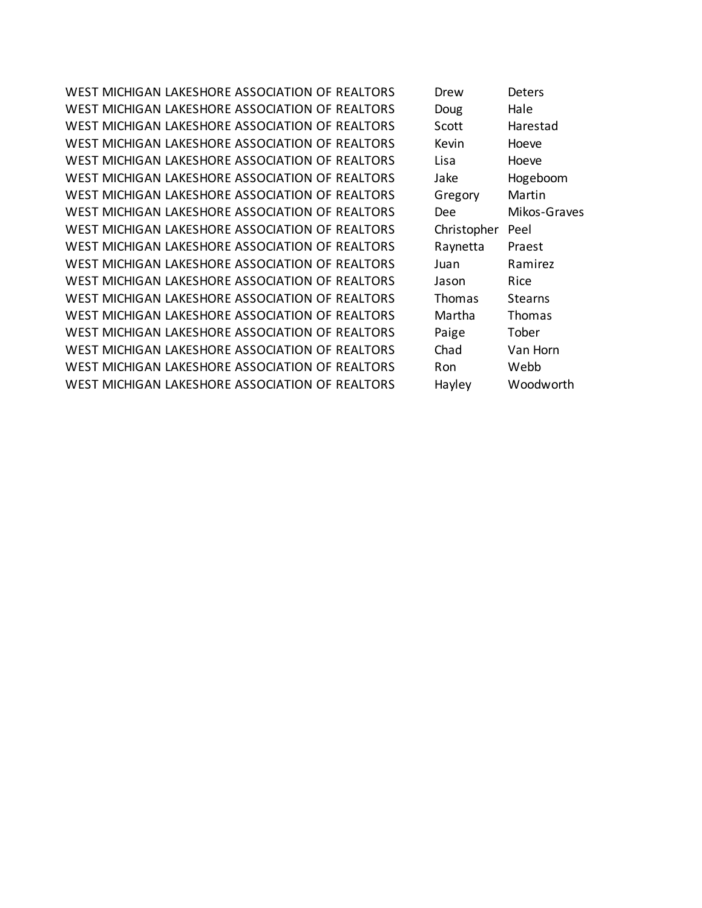| | | |
|---|---|---|
| WEST MICHIGAN LAKESHORE ASSOCIATION OF REALTORS | Drew | Deters |
| WEST MICHIGAN LAKESHORE ASSOCIATION OF REALTORS | Doug | Hale |
| WEST MICHIGAN LAKESHORE ASSOCIATION OF REALTORS | Scott | Harestad |
| WEST MICHIGAN LAKESHORE ASSOCIATION OF REALTORS | Kevin | Hoeve |
| WEST MICHIGAN LAKESHORE ASSOCIATION OF REALTORS | Lisa | Hoeve |
| WEST MICHIGAN LAKESHORE ASSOCIATION OF REALTORS | Jake | Hogeboom |
| WEST MICHIGAN LAKESHORE ASSOCIATION OF REALTORS | Gregory | Martin |
| WEST MICHIGAN LAKESHORE ASSOCIATION OF REALTORS | Dee | Mikos-Graves |
| WEST MICHIGAN LAKESHORE ASSOCIATION OF REALTORS | Christopher | Peel |
| WEST MICHIGAN LAKESHORE ASSOCIATION OF REALTORS | Raynetta | Praest |
| WEST MICHIGAN LAKESHORE ASSOCIATION OF REALTORS | Juan | Ramirez |
| WEST MICHIGAN LAKESHORE ASSOCIATION OF REALTORS | Jason | Rice |
| WEST MICHIGAN LAKESHORE ASSOCIATION OF REALTORS | Thomas | Stearns |
| WEST MICHIGAN LAKESHORE ASSOCIATION OF REALTORS | Martha | Thomas |
| WEST MICHIGAN LAKESHORE ASSOCIATION OF REALTORS | Paige | Tober |
| WEST MICHIGAN LAKESHORE ASSOCIATION OF REALTORS | Chad | Van Horn |
| WEST MICHIGAN LAKESHORE ASSOCIATION OF REALTORS | Ron | Webb |
| WEST MICHIGAN LAKESHORE ASSOCIATION OF REALTORS | Hayley | Woodworth |